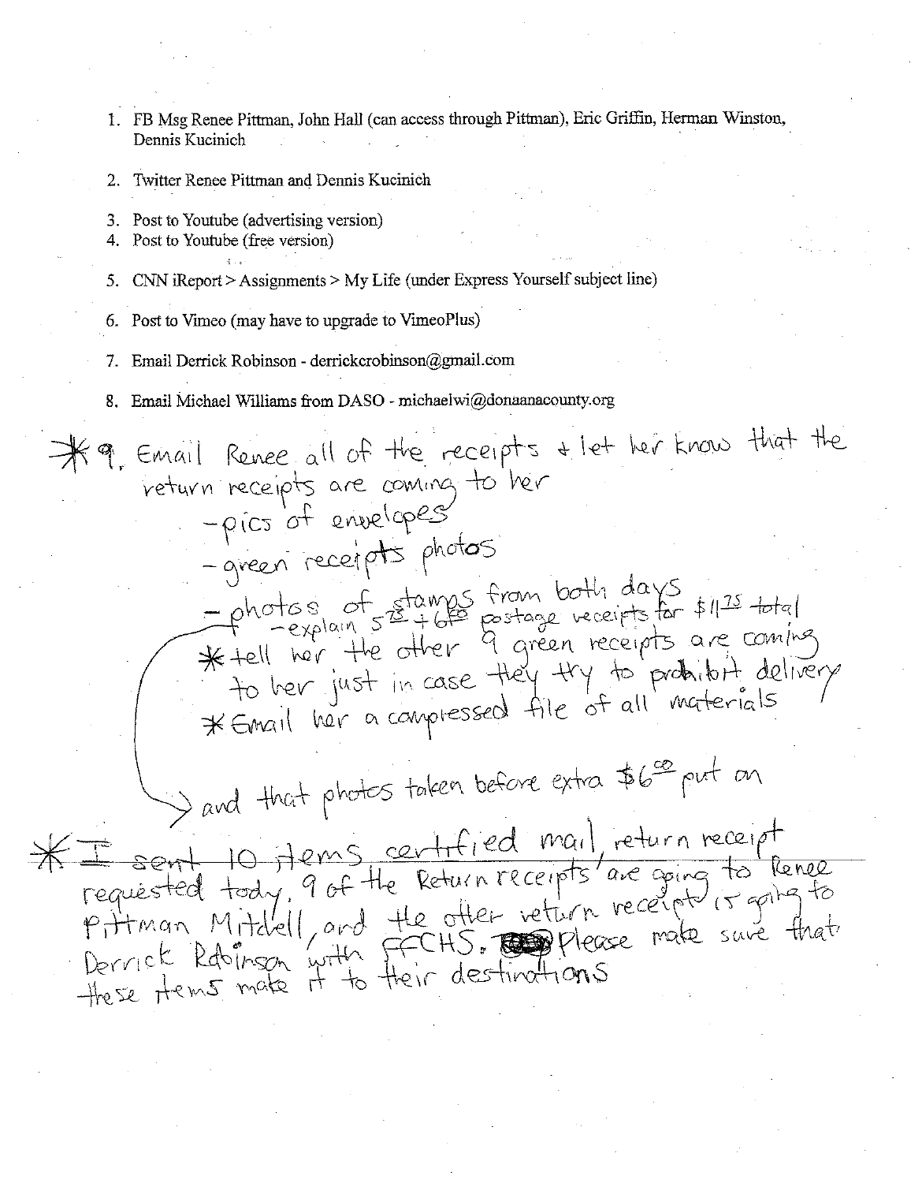1. FB Msg Renee Pittman, John Hall (can access through Pittman), Eric Griffin, Herman Winston, Dennis Kucinich

2. Twitter Renee Pittman and Dennis Kucinich

3. Post to Youtube (advertising version)
4. Post to Youtube (free version)

5. CNN iReport > Assignments > My Life (under Express Yourself subject line)

6. Post to Vimeo (may have to upgrade to VimeoPlus)

7. Email Derrick Robinson - derrickcrobinson@gmail.com

8. Email Michael Williams from DASO - michaelwi@donaanacounty.org

*9. Email Renee all of the receipts & let her know that the return receipts are coming to her
   - pics of envelopes
   - green receipts photos
   - photos of stamps from both days
     - explain $5^{75}$ + $6^{00}$ postage receipts for $\$11^{75}$ total
   * tell her the other 9 green receipts are coming to her just in case they try to prohibit delivery
   * Email her a compressed file of all materials

   and that photos taken before extra $\$6^{00}$ put on

* ~~I sent 10 items certified mail, return receipt~~ requested today, 9 of the Return receipts are going to Renee Pittman Mitchell, and the other return receipt is going to Derrick Robinson with FFCHS. Please make sure that these items make it to their destinations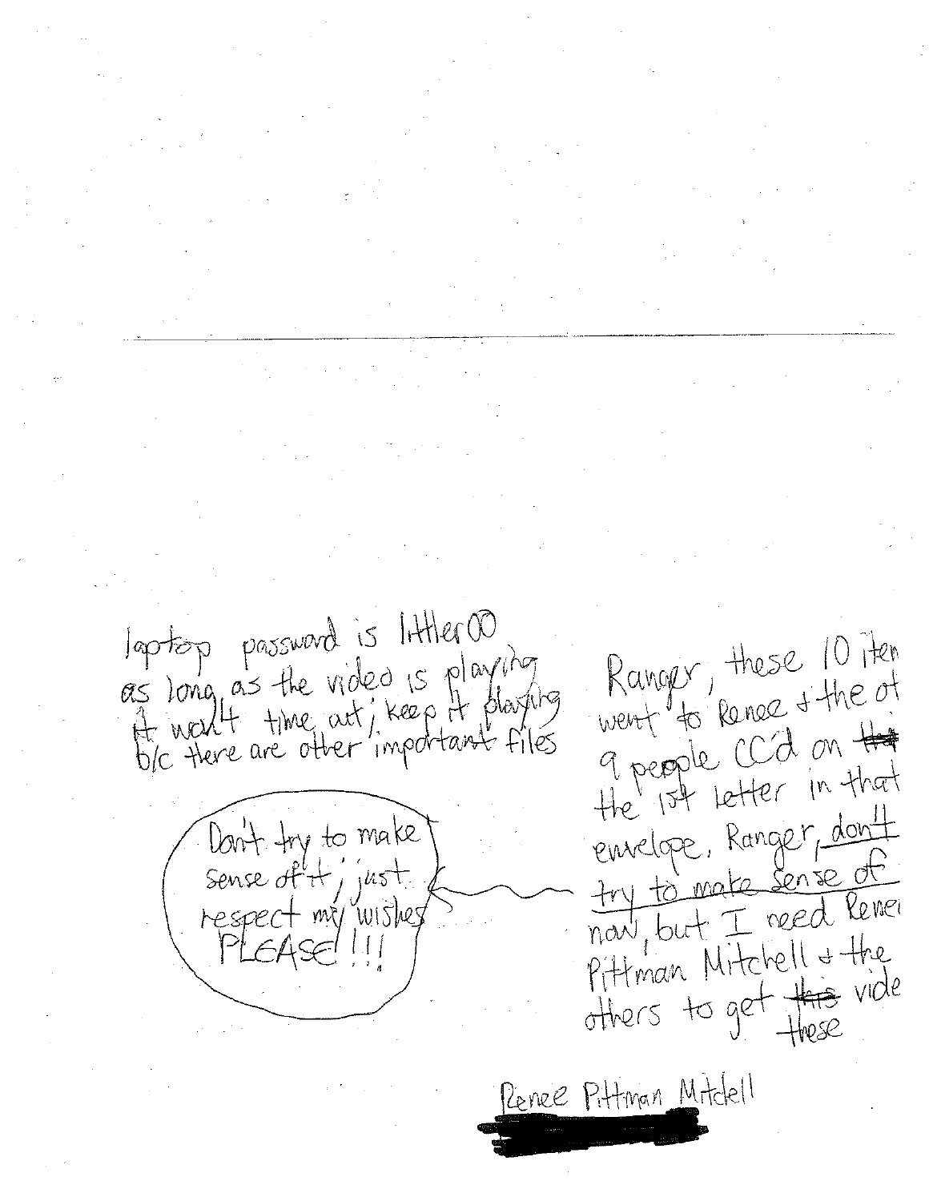laptop password is littler00
as long as the video is playing
it won't time out; keep it playing
b/c there are other important files

Don't try to make sense of it; just respect my wishes PLEASE!!!

Ranger, these 10 item
went to Renee & the ot
9 people CC'd on ~~the~~
the 1st letter in that
envelope. Ranger, don't
try to make sense of
now, but I need Renee
Pittman Mitchell & the
others to get ~~this~~ these vide

Renee Pittman Mitchell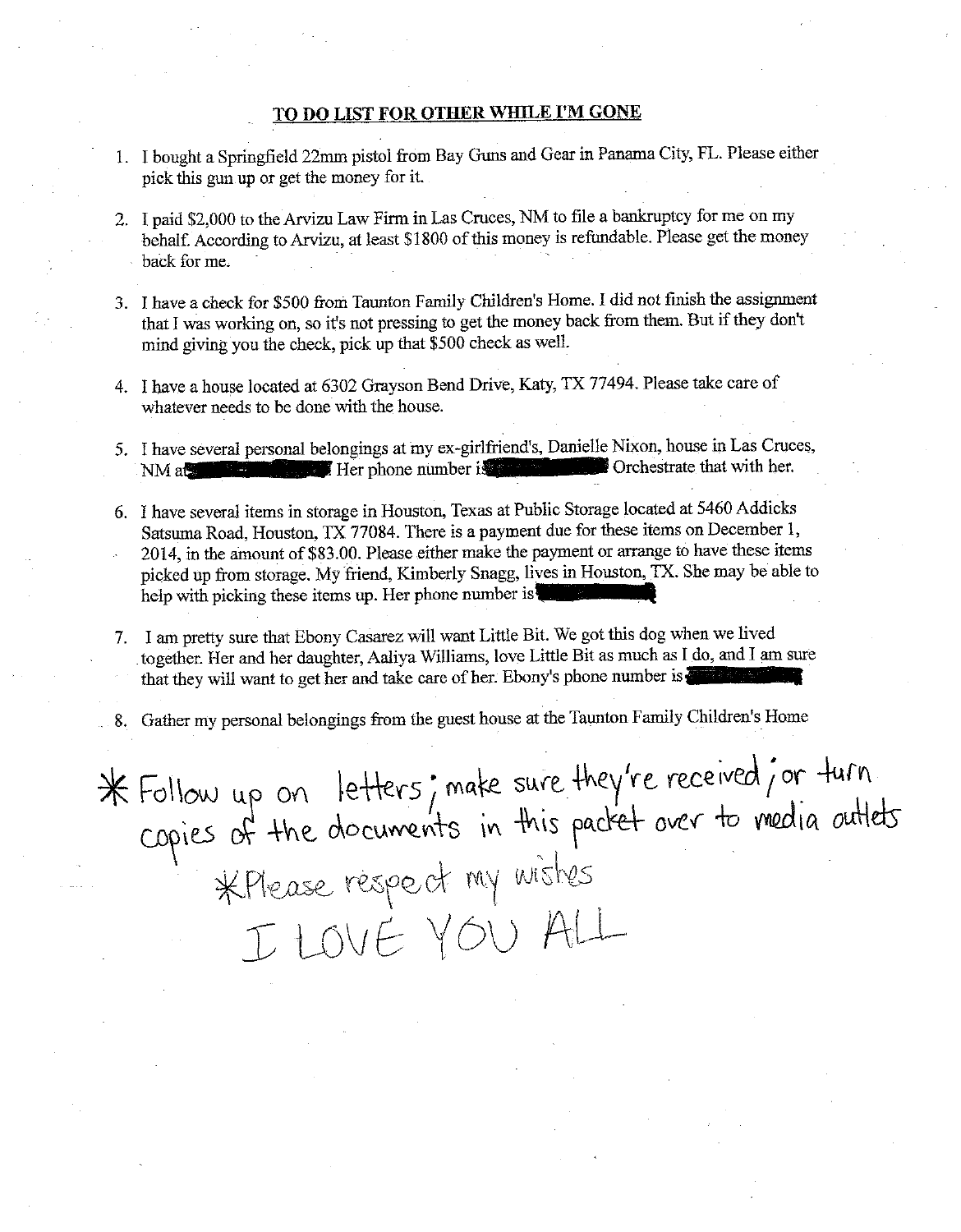## TO DO LIST FOR OTHER WHILE I'M GONE

1. I bought a Springfield 22mm pistol from Bay Guns and Gear in Panama City, FL. Please either pick this gun up or get the money for it.

2. I paid $2,000 to the Arvizu Law Firm in Las Cruces, NM to file a bankruptcy for me on my behalf. According to Arvizu, at least $1800 of this money is refundable. Please get the money back for me.

3. I have a check for $500 from Taunton Family Children's Home. I did not finish the assignment that I was working on, so it's not pressing to get the money back from them. But if they don't mind giving you the check, pick up that $500 check as well.

4. I have a house located at 6302 Grayson Bend Drive, Katy, TX 77494. Please take care of whatever needs to be done with the house.

5. I have several personal belongings at my ex-girlfriend's, Danielle Nixon, house in Las Cruces, NM at [REDACTED] Her phone number is [REDACTED] Orchestrate that with her.

6. I have several items in storage in Houston, Texas at Public Storage located at 5460 Addicks Satsuma Road, Houston, TX 77084. There is a payment due for these items on December 1, 2014, in the amount of $83.00. Please either make the payment or arrange to have these items picked up from storage. My friend, Kimberly Snagg, lives in Houston, TX. She may be able to help with picking these items up. Her phone number is [REDACTED]

7. I am pretty sure that Ebony Casarez will want Little Bit. We got this dog when we lived together. Her and her daughter, Aaliya Williams, love Little Bit as much as I do, and I am sure that they will want to get her and take care of her. Ebony's phone number is [REDACTED]

8. Gather my personal belongings from the guest house at the Taunton Family Children's Home

\* Follow up on letters; make sure they're received; or turn copies of the documents in this packet over to media outlets

\*Please respect my wishes

I LOVE YOU ALL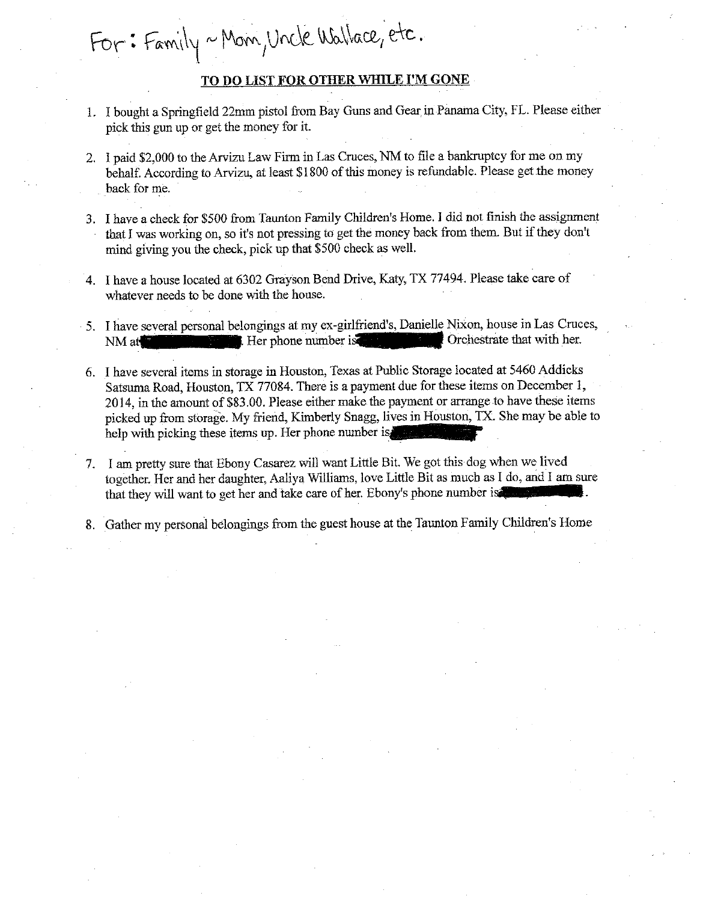For: Family ~ Mom, Uncle Wallace, etc.

**TO DO LIST FOR OTHER WHILE I'M GONE**

1. I bought a Springfield 22mm pistol from Bay Guns and Gear in Panama City, FL. Please either pick this gun up or get the money for it.

2. I paid $2,000 to the Arvizu Law Firm in Las Cruces, NM to file a bankruptcy for me on my behalf. According to Arvizu, at least $1800 of this money is refundable. Please get the money back for me.

3. I have a check for $500 from Taunton Family Children's Home. I did not finish the assignment that I was working on, so it's not pressing to get the money back from them. But if they don't mind giving you the check, pick up that $500 check as well.

4. I have a house located at 6302 Grayson Bend Drive, Katy, TX 77494. Please take care of whatever needs to be done with the house.

5. I have several personal belongings at my ex-girlfriend's, Danielle Nixon, house in Las Cruces, NM at [REDACTED]. Her phone number is [REDACTED] Orchestrate that with her.

6. I have several items in storage in Houston, Texas at Public Storage located at 5460 Addicks Satsuma Road, Houston, TX 77084. There is a payment due for these items on December 1, 2014, in the amount of $83.00. Please either make the payment or arrange to have these items picked up from storage. My friend, Kimberly Snagg, lives in Houston, TX. She may be able to help with picking these items up. Her phone number is [REDACTED]

7. I am pretty sure that Ebony Casarez will want Little Bit. We got this dog when we lived together. Her and her daughter, Aaliya Williams, love Little Bit as much as I do, and I am sure that they will want to get her and take care of her. Ebony's phone number is [REDACTED].

8. Gather my personal belongings from the guest house at the Taunton Family Children's Home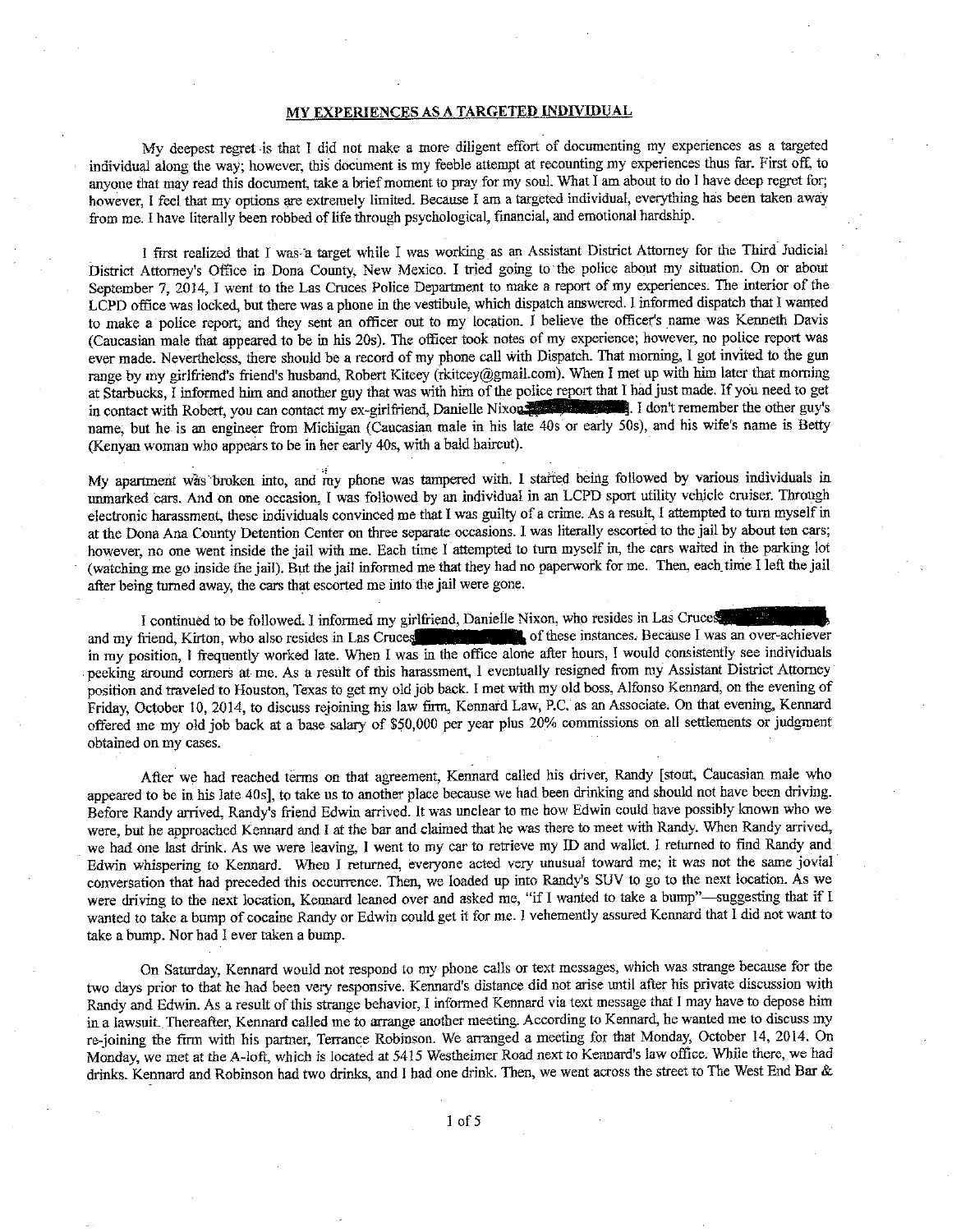## MY EXPERIENCES AS A TARGETED INDIVIDUAL

My deepest regret is that I did not make a more diligent effort of documenting my experiences as a targeted individual along the way; however, this document is my feeble attempt at recounting my experiences thus far. First off, to anyone that may read this document, take a brief moment to pray for my soul. What I am about to do I have deep regret for; however, I feel that my options are extremely limited. Because I am a targeted individual, everything has been taken away from me. I have literally been robbed of life through psychological, financial, and emotional hardship.

I first realized that I was a target while I was working as an Assistant District Attorney for the Third Judicial District Attorney's Office in Dona County, New Mexico. I tried going to the police about my situation. On or about September 7, 2014, I went to the Las Cruces Police Department to make a report of my experiences. The interior of the LCPD office was locked, but there was a phone in the vestibule, which dispatch answered. I informed dispatch that I wanted to make a police report, and they sent an officer out to my location. I believe the officer's name was Kenneth Davis (Caucasian male that appeared to be in his 20s). The officer took notes of my experience; however, no police report was ever made. Nevertheless, there should be a record of my phone call with Dispatch. That morning, I got invited to the gun range by my girlfriend's friend's husband, Robert Kitcey (rkitcey@gmail.com). When I met up with him later that morning at Starbucks, I informed him and another guy that was with him of the police report that I had just made. If you need to get in contact with Robert, you can contact my ex-girlfriend, Danielle Nixon[redacted]. I don't remember the other guy's name, but he is an engineer from Michigan (Caucasian male in his late 40s or early 50s), and his wife's name is Betty (Kenyan woman who appears to be in her early 40s, with a bald haircut).

My apartment was broken into, and my phone was tampered with. I started being followed by various individuals in unmarked cars. And on one occasion, I was followed by an individual in an LCPD sport utility vehicle cruiser. Through electronic harassment, these individuals convinced me that I was guilty of a crime. As a result, I attempted to turn myself in at the Dona Ana County Detention Center on three separate occasions. I was literally escorted to the jail by about ten cars; however, no one went inside the jail with me. Each time I attempted to turn myself in, the cars waited in the parking lot (watching me go inside the jail). But the jail informed me that they had no paperwork for me. Then, each time I left the jail after being turned away, the cars that escorted me into the jail were gone.

I continued to be followed. I informed my girlfriend, Danielle Nixon, who resides in Las Cruces[redacted], and my friend, Kirton, who also resides in Las Cruces[redacted] of these instances. Because I was an over-achiever in my position, I frequently worked late. When I was in the office alone after hours, I would consistently see individuals peeking around corners at me. As a result of this harassment, I eventually resigned from my Assistant District Attorney position and traveled to Houston, Texas to get my old job back. I met with my old boss, Alfonso Kennard, on the evening of Friday, October 10, 2014, to discuss rejoining his law firm, Kennard Law, P.C. as an Associate. On that evening, Kennard offered me my old job back at a base salary of $50,000 per year plus 20% commissions on all settlements or judgment obtained on my cases.

After we had reached terms on that agreement, Kennard called his driver, Randy [stout, Caucasian male who appeared to be in his late 40s], to take us to another place because we had been drinking and should not have been driving. Before Randy arrived, Randy's friend Edwin arrived. It was unclear to me how Edwin could have possibly known who we were, but he approached Kennard and I at the bar and claimed that he was there to meet with Randy. When Randy arrived, we had one last drink. As we were leaving, I went to my car to retrieve my ID and wallet. I returned to find Randy and Edwin whispering to Kennard. When I returned, everyone acted very unusual toward me; it was not the same jovial conversation that had preceded this occurrence. Then, we loaded up into Randy's SUV to go to the next location. As we were driving to the next location, Kennard leaned over and asked me, "if I wanted to take a bump"—suggesting that if I wanted to take a bump of cocaine Randy or Edwin could get it for me. I vehemently assured Kennard that I did not want to take a bump. Nor had I ever taken a bump.

On Saturday, Kennard would not respond to my phone calls or text messages, which was strange because for the two days prior to that he had been very responsive. Kennard's distance did not arise until after his private discussion with Randy and Edwin. As a result of this strange behavior, I informed Kennard via text message that I may have to depose him in a lawsuit. Thereafter, Kennard called me to arrange another meeting. According to Kennard, he wanted me to discuss my re-joining the firm with his partner, Terrance Robinson. We arranged a meeting for that Monday, October 14, 2014. On Monday, we met at the A-loft, which is located at 5415 Westheimer Road next to Kennard's law office. While there, we had drinks. Kennard and Robinson had two drinks, and I had one drink. Then, we went across the street to The West End Bar &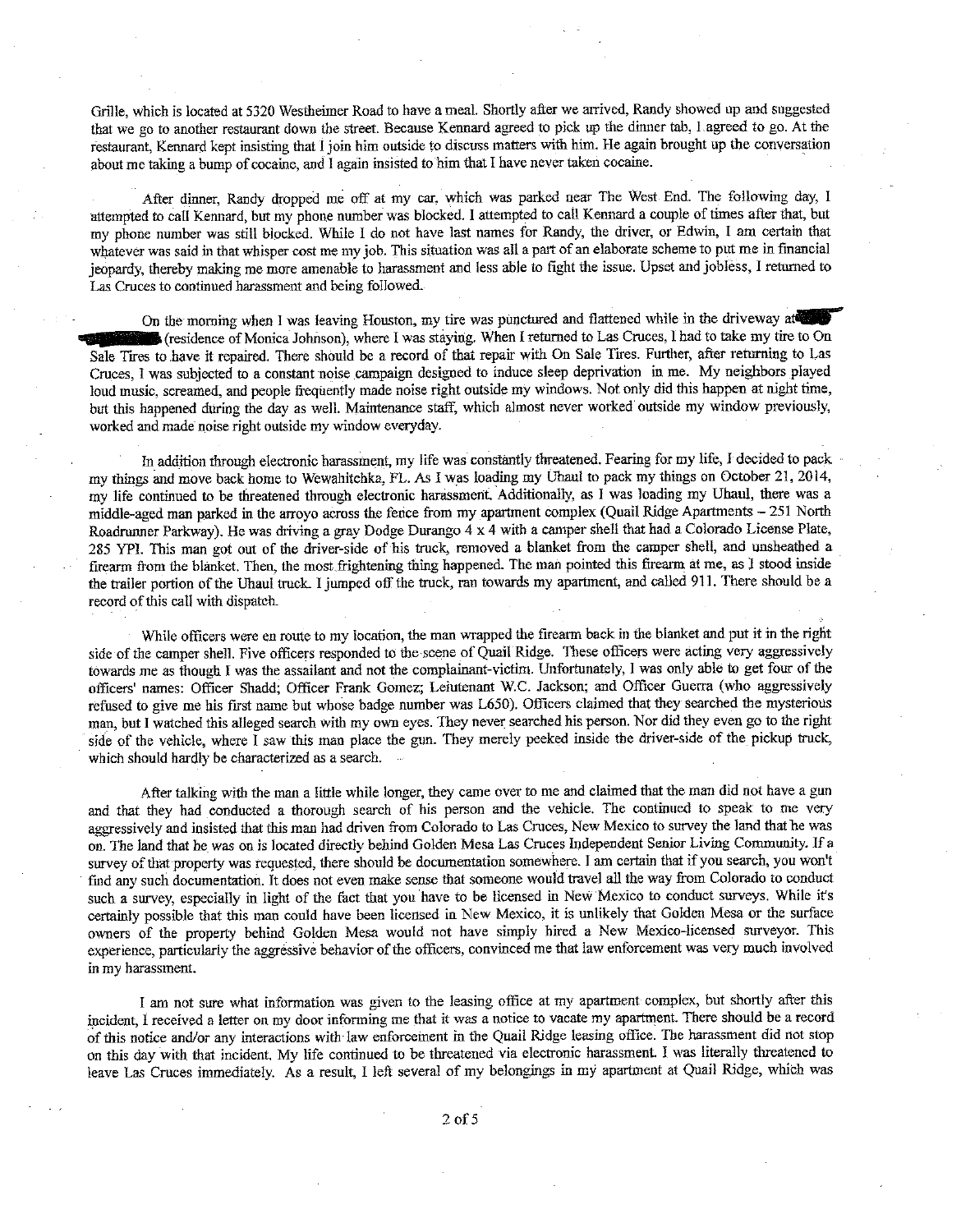Grille, which is located at 5320 Westheimer Road to have a meal. Shortly after we arrived, Randy showed up and suggested that we go to another restaurant down the street. Because Kennard agreed to pick up the dinner tab, I agreed to go. At the restaurant, Kennard kept insisting that I join him outside to discuss matters with him. He again brought up the conversation about me taking a bump of cocaine, and I again insisted to him that I have never taken cocaine.

After dinner, Randy dropped me off at my car, which was parked near The West End. The following day, I attempted to call Kennard, but my phone number was blocked. I attempted to call Kennard a couple of times after that, but my phone number was still blocked. While I do not have last names for Randy, the driver, or Edwin, I am certain that whatever was said in that whisper cost me my job. This situation was all a part of an elaborate scheme to put me in financial jeopardy, thereby making me more amenable to harassment and less able to fight the issue. Upset and jobless, I returned to Las Cruces to continued harassment and being followed.

On the morning when I was leaving Houston, my tire was punctured and flattened while in the driveway at ████ ████ (residence of Monica Johnson), where I was staying. When I returned to Las Cruces, I had to take my tire to On Sale Tires to have it repaired. There should be a record of that repair with On Sale Tires. Further, after returning to Las Cruces, I was subjected to a constant noise campaign designed to induce sleep deprivation in me. My neighbors played loud music, screamed, and people frequently made noise right outside my windows. Not only did this happen at night time, but this happened during the day as well. Maintenance staff, which almost never worked outside my window previously, worked and made noise right outside my window everyday.

In addition through electronic harassment, my life was constantly threatened. Fearing for my life, I decided to pack my things and move back home to Wewahitchka, FL. As I was loading my Uhaul to pack my things on October 21, 2014, my life continued to be threatened through electronic harassment. Additionally, as I was loading my Uhaul, there was a middle-aged man parked in the arroyo across the fence from my apartment complex (Quail Ridge Apartments – 251 North Roadrunner Parkway). He was driving a gray Dodge Durango 4 x 4 with a camper shell that had a Colorado License Plate, 285 YPI. This man got out of the driver-side of his truck, removed a blanket from the camper shell, and unsheathed a firearm from the blanket. Then, the most frightening thing happened. The man pointed this firearm at me, as I stood inside the trailer portion of the Uhaul truck. I jumped off the truck, ran towards my apartment, and called 911. There should be a record of this call with dispatch.

While officers were en route to my location, the man wrapped the firearm back in the blanket and put it in the right side of the camper shell. Five officers responded to the scene of Quail Ridge. These officers were acting very aggressively towards me as though I was the assailant and not the complainant-victim. Unfortunately, I was only able to get four of the officers' names: Officer Shadd; Officer Frank Gomez; Leiutenant W.C. Jackson; and Officer Guerra (who aggressively refused to give me his first name but whose badge number was L650). Officers claimed that they searched the mysterious man, but I watched this alleged search with my own eyes. They never searched his person. Nor did they even go to the right side of the vehicle, where I saw this man place the gun. They merely peeked inside the driver-side of the pickup truck, which should hardly be characterized as a search.

After talking with the man a little while longer, they came over to me and claimed that the man did not have a gun and that they had conducted a thorough search of his person and the vehicle. The continued to speak to me very aggressively and insisted that this man had driven from Colorado to Las Cruces, New Mexico to survey the land that he was on. The land that he was on is located directly behind Golden Mesa Las Cruces Independent Senior Living Community. If a survey of that property was requested, there should be documentation somewhere. I am certain that if you search, you won't find any such documentation. It does not even make sense that someone would travel all the way from Colorado to conduct such a survey, especially in light of the fact that you have to be licensed in New Mexico to conduct surveys. While it's certainly possible that this man could have been licensed in New Mexico, it is unlikely that Golden Mesa or the surface owners of the property behind Golden Mesa would not have simply hired a New Mexico-licensed surveyor. This experience, particularly the aggressive behavior of the officers, convinced me that law enforcement was very much involved in my harassment.

I am not sure what information was given to the leasing office at my apartment complex, but shortly after this incident, I received a letter on my door informing me that it was a notice to vacate my apartment. There should be a record of this notice and/or any interactions with law enforcement in the Quail Ridge leasing office. The harassment did not stop on this day with that incident. My life continued to be threatened via electronic harassment. I was literally threatened to leave Las Cruces immediately. As a result, I left several of my belongings in my apartment at Quail Ridge, which was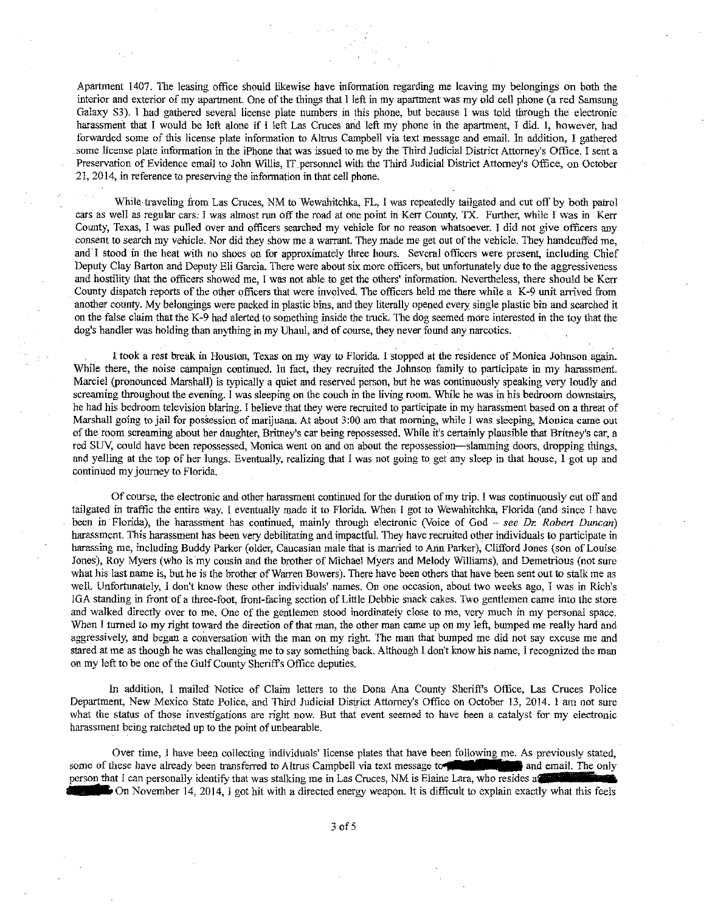Apartment 1407. The leasing office should likewise have information regarding me leaving my belongings on both the interior and exterior of my apartment. One of the things that I left in my apartment was my old cell phone (a red Samsung Galaxy S3). I had gathered several license plate numbers in this phone, but because I was told through the electronic harassment that I would be left alone if I left Las Cruces and left my phone in the apartment, I did. I, however, had forwarded some of this license plate information to Altrus Campbell via text message and email. In addition, I gathered some license plate information in the iPhone that was issued to me by the Third Judicial District Attorney's Office. I sent a Preservation of Evidence email to John Willis, IT personnel with the Third Judicial District Attorney's Office, on October 21, 2014, in reference to preserving the information in that cell phone.

While traveling from Las Cruces, NM to Wewahitchka, FL, I was repeatedly tailgated and cut off by both patrol cars as well as regular cars. I was almost run off the road at one point in Kerr County, TX. Further, while I was in Kerr County, Texas, I was pulled over and officers searched my vehicle for no reason whatsoever. I did not give officers any consent to search my vehicle. Nor did they show me a warrant. They made me get out of the vehicle. They handcuffed me, and I stood in the heat with no shoes on for approximately three hours. Several officers were present, including Chief Deputy Clay Barton and Deputy Eli Garcia. There were about six more officers, but unfortunately due to the aggressiveness and hostility that the officers showed me, I was not able to get the others' information. Nevertheless, there should be Kerr County dispatch reports of the other officers that were involved. The officers held me there while a K-9 unit arrived from another county. My belongings were packed in plastic bins, and they literally opened every single plastic bin and searched it on the false claim that the K-9 had alerted to something inside the truck. The dog seemed more interested in the toy that the dog's handler was holding than anything in my Uhaul, and of course, they never found any narcotics.

I took a rest break in Houston, Texas on my way to Florida. I stopped at the residence of Monica Johnson again. While there, the noise campaign continued. In fact, they recruited the Johnson family to participate in my harassment. Marciel (pronounced Marshall) is typically a quiet and reserved person, but he was continuously speaking very loudly and screaming throughout the evening. I was sleeping on the couch in the living room. While he was in his bedroom downstairs, he had his bedroom television blaring. I believe that they were recruited to participate in my harassment based on a threat of Marshall going to jail for possession of marijuana. At about 3:00 am that morning, while I was sleeping, Monica came out of the room screaming about her daughter, Britney's car being repossessed. While it's certainly plausible that Britney's car, a red SUV, could have been repossessed, Monica went on and on about the repossession—slamming doors, dropping things, and yelling at the top of her lungs. Eventually, realizing that I was not going to get any sleep in that house, I got up and continued my journey to Florida.

Of course, the electronic and other harassment continued for the duration of my trip. I was continuously cut off and tailgated in traffic the entire way. I eventually made it to Florida. When I got to Wewahitchka, Florida (and since I have been in Florida), the harassment has continued, mainly through electronic (Voice of God – *see Dr. Robert Duncan*) harassment. This harassment has been very debilitating and impactful. They have recruited other individuals to participate in harassing me, including Buddy Parker (older, Caucasian male that is married to Ann Parker), Clifford Jones (son of Louise Jones), Roy Myers (who is my cousin and the brother of Michael Myers and Melody Williams), and Demetrious (not sure what his last name is, but he is the brother of Warren Bowers). There have been others that have been sent out to stalk me as well. Unfortunately, I don't know these other individuals' names. On one occasion, about two weeks ago, I was in Rich's IGA standing in front of a three-foot, front-facing section of Little Debbie snack cakes. Two gentlemen came into the store and walked directly over to me. One of the gentlemen stood inordinately close to me, very much in my personal space. When I turned to my right toward the direction of that man, the other man came up on my left, bumped me really hard and aggressively, and began a conversation with the man on my right. The man that bumped me did not say excuse me and stared at me as though he was challenging me to say something back. Although I don't know his name, I recognized the man on my left to be one of the Gulf County Sheriff's Office deputies.

In addition, I mailed Notice of Claim letters to the Dona Ana County Sheriff's Office, Las Cruces Police Department, New Mexico State Police, and Third Judicial District Attorney's Office on October 13, 2014. I am not sure what the status of those investigations are right now. But that event seemed to have been a catalyst for my electronic harassment being ratcheted up to the point of unbearable.

Over time, I have been collecting individuals' license plates that have been following me. As previously stated, some of these have already been transferred to Altrus Campbell via text message to [REDACTED] and email. The only person that I can personally identify that was stalking me in Las Cruces, NM is Elaine Lara, who resides at [REDACTED]. On November 14, 2014, I got hit with a directed energy weapon. It is difficult to explain exactly what this feels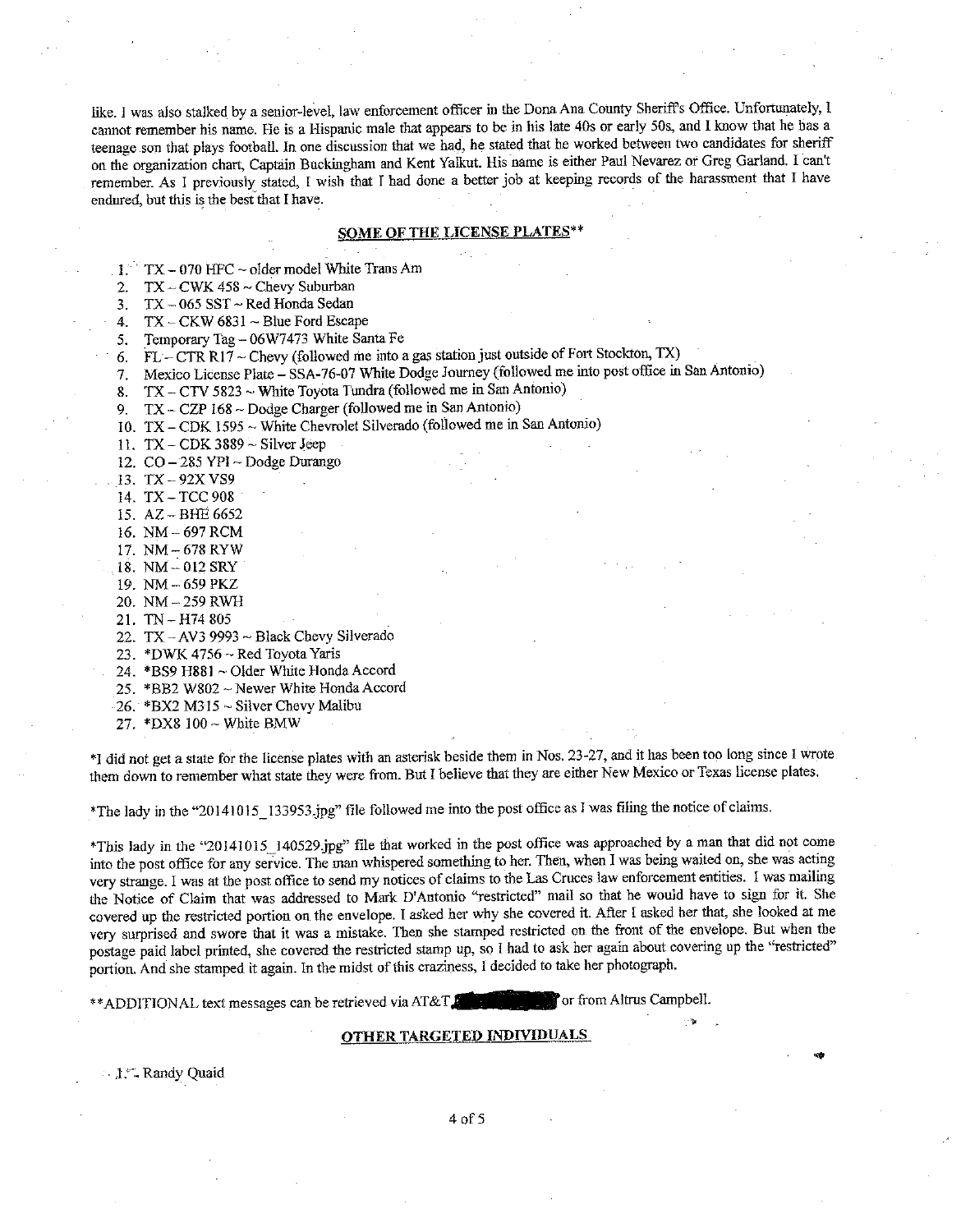like. I was also stalked by a senior-level, law enforcement officer in the Dona Ana County Sheriff's Office. Unfortunately, I cannot remember his name. He is a Hispanic male that appears to be in his late 40s or early 50s, and I know that he has a teenage son that plays football. In one discussion that we had, he stated that he worked between two candidates for sheriff on the organization chart, Captain Buckingham and Kent Yalkut. His name is either Paul Nevarez or Greg Garland. I can't remember. As I previously stated, I wish that I had done a better job at keeping records of the harassment that I have endured, but this is the best that I have.

## SOME OF THE LICENSE PLATES**

1. TX – 070 HFC ~ older model White Trans Am
2. TX – CWK 458 ~ Chevy Suburban
3. TX – 065 SST ~ Red Honda Sedan
4. TX – CKW 6831 ~ Blue Ford Escape
5. Temporary Tag – 06W7473 White Santa Fe
6. FL – CTR R17 ~ Chevy (followed me into a gas station just outside of Fort Stockton, TX)
7. Mexico License Plate – SSA-76-07 White Dodge Journey (followed me into post office in San Antonio)
8. TX – CTV 5823 ~ White Toyota Tundra (followed me in San Antonio)
9. TX – CZP 168 ~ Dodge Charger (followed me in San Antonio)
10. TX – CDK 1595 ~ White Chevrolet Silverado (followed me in San Antonio)
11. TX – CDK 3889 ~ Silver Jeep
12. CO – 285 YPI ~ Dodge Durango
13. TX – 92X VS9
14. TX – TCC 908
15. AZ – BHE 6652
16. NM – 697 RCM
17. NM – 678 RYW
18. NM – 012 SRY
19. NM – 659 PKZ
20. NM – 259 RWH
21. TN – H74 805
22. TX – AV3 9993 ~ Black Chevy Silverado
23. *DWK 4756 ~ Red Toyota Yaris
24. *BS9 H881 ~ Older White Honda Accord
25. *BB2 W802 ~ Newer White Honda Accord
26. *BX2 M315 ~ Silver Chevy Malibu
27. *DX8 100 ~ White BMW

*I did not get a state for the license plates with an asterisk beside them in Nos. 23-27, and it has been too long since I wrote them down to remember what state they were from. But I believe that they are either New Mexico or Texas license plates.

*The lady in the "20141015_133953.jpg" file followed me into the post office as I was filing the notice of claims.

*This lady in the "20141015_140529.jpg" file that worked in the post office was approached by a man that did not come into the post office for any service. The man whispered something to her. Then, when I was being waited on, she was acting very strange. I was at the post office to send my notices of claims to the Las Cruces law enforcement entities. I was mailing the Notice of Claim that was addressed to Mark D'Antonio "restricted" mail so that he would have to sign for it. She covered up the restricted portion on the envelope. I asked her why she covered it. After I asked her that, she looked at me very surprised and swore that it was a mistake. Then she stamped restricted on the front of the envelope. But when the postage paid label printed, she covered the restricted stamp up, so I had to ask her again about covering up the "restricted" portion. And she stamped it again. In the midst of this craziness, I decided to take her photograph.

**ADDITIONAL text messages can be retrieved via AT&T [REDACTED] or from Altrus Campbell.

## OTHER TARGETED INDIVIDUALS

1. Randy Quaid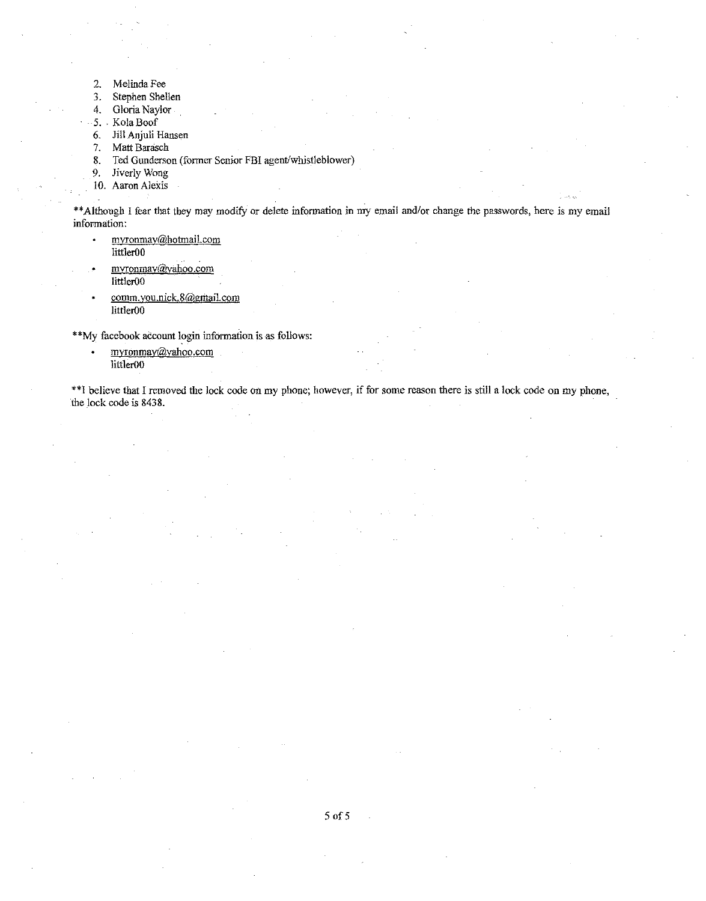2. Melinda Fee
3. Stephen Shellen
4. Gloria Naylor
5. Kola Boof
6. Jill Anjuli Hansen
7. Matt Barasch
8. Ted Gunderson (former Senior FBI agent/whistleblower)
9. Jiverly Wong
10. Aaron Alexis

**Although I fear that they may modify or delete information in my email and/or change the passwords, here is my email information:

- myronmay@hotmail.com
  littler00
- myronmay@yahoo.com
  littler00
- comm.you.nick.8@gmail.com
  littler00

**My facebook account login information is as follows:

- myronmay@yahoo.com
  littler00

**I believe that I removed the lock code on my phone; however, if for some reason there is still a lock code on my phone, the lock code is 8438.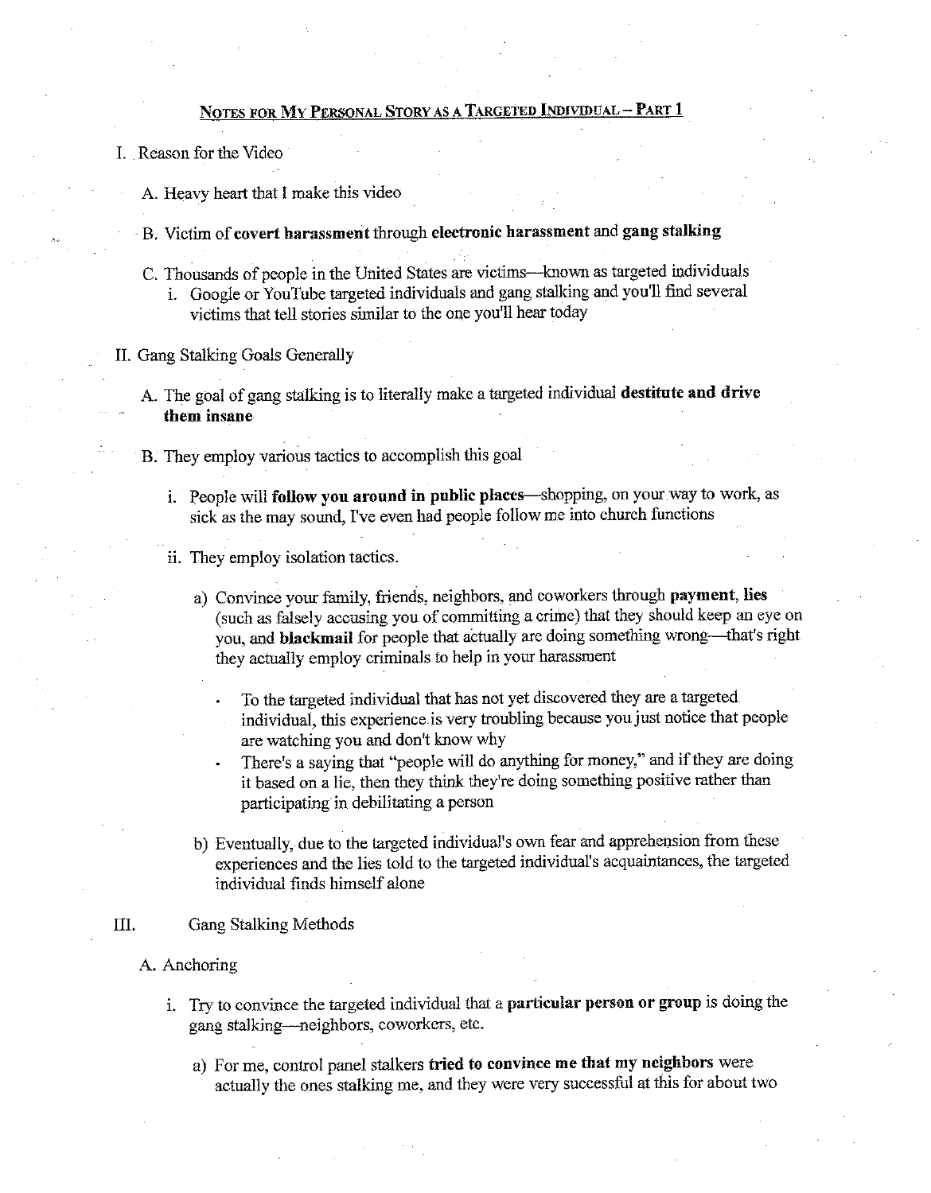## Notes for My Personal Story as a Targeted Individual – Part 1

I. Reason for the Video

A. Heavy heart that I make this video

B. Victim of **covert harassment** through **electronic harassment** and **gang stalking**

C. Thousands of people in the United States are victims—known as targeted individuals

i. Google or YouTube targeted individuals and gang stalking and you'll find several victims that tell stories similar to the one you'll hear today

II. Gang Stalking Goals Generally

A. The goal of gang stalking is to literally make a targeted individual **destitute and drive them insane**

B. They employ various tactics to accomplish this goal

i. People will **follow you around in public places**—shopping, on your way to work, as sick as the may sound, I've even had people follow me into church functions

ii. They employ isolation tactics.

a) Convince your family, friends, neighbors, and coworkers through **payment**, **lies** (such as falsely accusing you of committing a crime) that they should keep an eye on you, and **blackmail** for people that actually are doing something wrong—that's right they actually employ criminals to help in your harassment

- To the targeted individual that has not yet discovered they are a targeted individual, this experience is very troubling because you just notice that people are watching you and don't know why
- There's a saying that "people will do anything for money," and if they are doing it based on a lie, then they think they're doing something positive rather than participating in debilitating a person

b) Eventually, due to the targeted individual's own fear and apprehension from these experiences and the lies told to the targeted individual's acquaintances, the targeted individual finds himself alone

III. Gang Stalking Methods

A. Anchoring

i. Try to convince the targeted individual that a **particular person or group** is doing the gang stalking—neighbors, coworkers, etc.

a) For me, control panel stalkers **tried to convince me that my neighbors** were actually the ones stalking me, and they were very successful at this for about two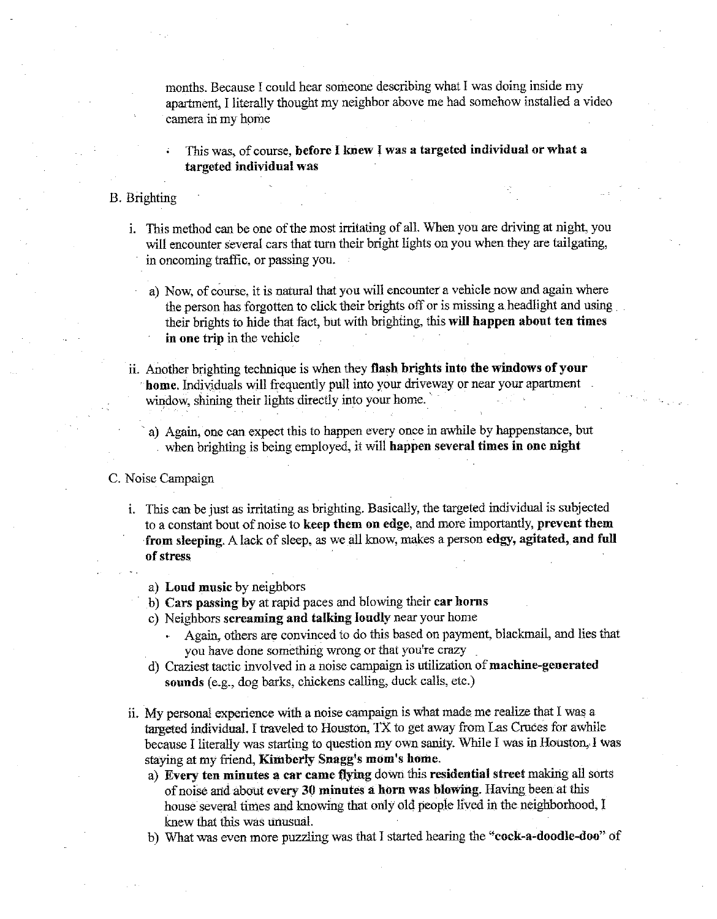months. Because I could hear someone describing what I was doing inside my apartment, I literally thought my neighbor above me had somehow installed a video camera in my home

- This was, of course, **before I knew I was a targeted individual or what a targeted individual was**

B. Brighting

i. This method can be one of the most irritating of all. When you are driving at night, you will encounter several cars that turn their bright lights on you when they are tailgating, in oncoming traffic, or passing you.

   a) Now, of course, it is natural that you will encounter a vehicle now and again where the person has forgotten to click their brights off or is missing a headlight and using their brights to hide that fact, but with brighting, this **will happen about ten times in one trip** in the vehicle

ii. Another brighting technique is when they **flash brights into the windows of your home**. Individuals will frequently pull into your driveway or near your apartment window, shining their lights directly into your home.

   a) Again, one can expect this to happen every once in awhile by happenstance, but when brighting is being employed, it will **happen several times in one night**

C. Noise Campaign

i. This can be just as irritating as brighting. Basically, the targeted individual is subjected to a constant bout of noise to **keep them on edge**, and more importantly, **prevent them from sleeping**. A lack of sleep, as we all know, makes a person **edgy, agitated, and full of stress**

   a) **Loud music** by neighbors
   b) **Cars passing by** at rapid paces and blowing their **car horns**
   c) Neighbors **screaming and talking loudly** near your home
      - Again, others are convinced to do this based on payment, blackmail, and lies that you have done something wrong or that you're crazy
   d) Craziest tactic involved in a noise campaign is utilization of **machine-generated sounds** (e.g., dog barks, chickens calling, duck calls, etc.)

ii. My personal experience with a noise campaign is what made me realize that I was a targeted individual. I traveled to Houston, TX to get away from Las Cruces for awhile because I literally was starting to question my own sanity. While I was in Houston, I was staying at my friend, **Kimberly Snagg's mom's home**.

   a) **Every ten minutes a car came flying** down this **residential street** making all sorts of noise and about **every 30 minutes a horn was blowing**. Having been at this house several times and knowing that only old people lived in the neighborhood, I knew that this was unusual.
   b) What was even more puzzling was that I started hearing the "**cock-a-doodle-doo**" of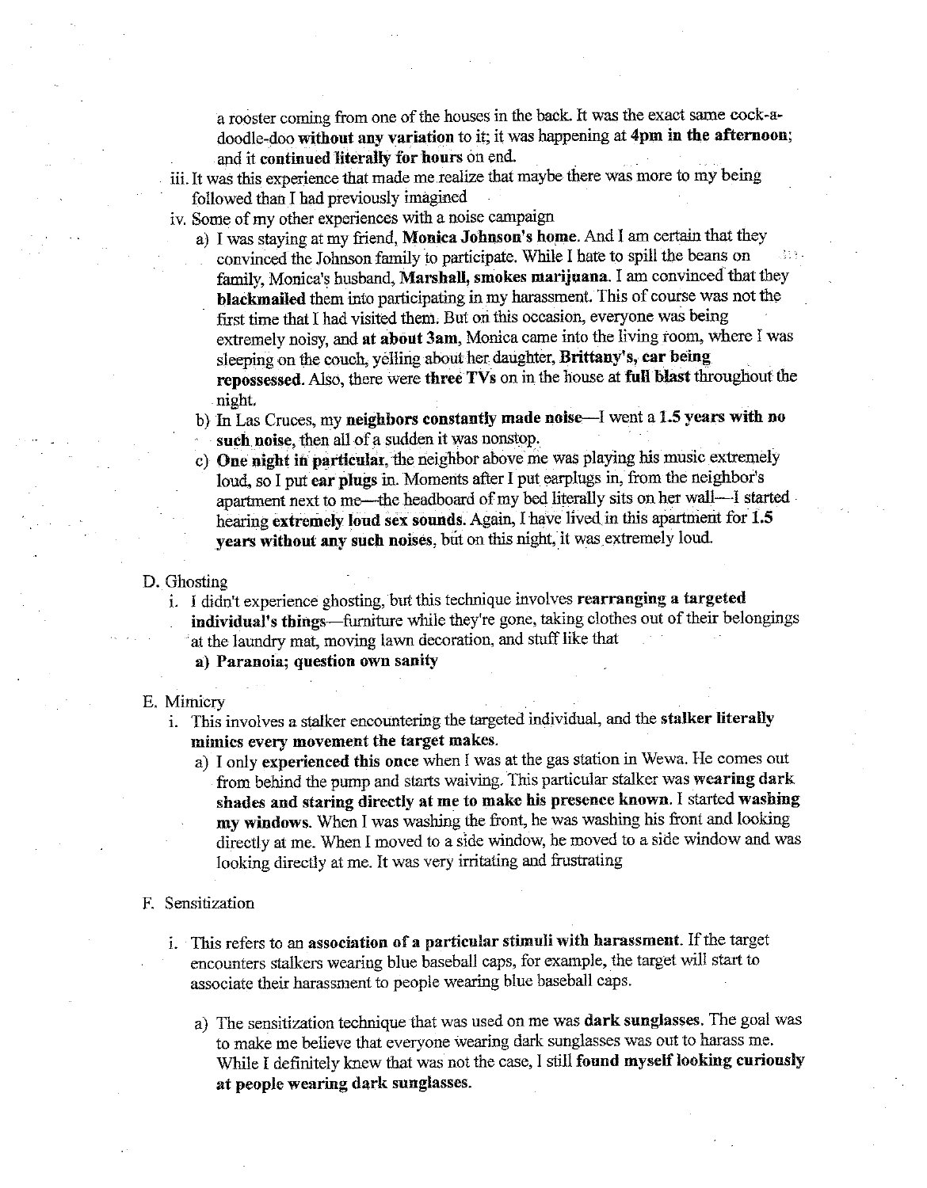a rooster coming from one of the houses in the back. It was the exact same cock-a-doodle-doo **without any variation** to it; it was happening at **4pm in the afternoon**; and it **continued literally for hours** on end.

iii. It was this experience that made me realize that maybe there was more to my being followed than I had previously imagined

iv. Some of my other experiences with a noise campaign

a) I was staying at my friend, **Monica Johnson's home**. And I am certain that they convinced the Johnson family to participate. While I hate to spill the beans on family, Monica's husband, **Marshall, smokes marijuana**. I am convinced that they **blackmailed** them into participating in my harassment. This of course was not the first time that I had visited them. But on this occasion, everyone was being extremely noisy, and **at about 3am**, Monica came into the living room, where I was sleeping on the couch, yelling about her daughter, **Brittany's, car being repossessed.** Also, there were **three TVs** on in the house at **full blast** throughout the night.

b) In Las Cruces, my **neighbors constantly made noise**—I went a **1.5 years with no such noise**, then all of a sudden it was nonstop.

c) **One night in particular**, the neighbor above me was playing his music extremely loud, so I put **ear plugs** in. Moments after I put earplugs in, from the neighbor's apartment next to me—the headboard of my bed literally sits on her wall—I started hearing **extremely loud sex sounds**. Again, I have lived in this apartment for **1.5 years without any such noises**, but on this night, it was extremely loud.

D. Ghosting

i. I didn't experience ghosting, but this technique involves **rearranging a targeted individual's things**—furniture while they're gone, taking clothes out of their belongings at the laundry mat, moving lawn decoration, and stuff like that

**a) Paranoia; question own sanity**

E. Mimicry

i. This involves a stalker encountering the targeted individual, and the **stalker literally mimics every movement the target makes.**

a) I only **experienced this once** when I was at the gas station in Wewa. He comes out from behind the pump and starts waiving. This particular stalker was **wearing dark shades and staring directly at me to make his presence known.** I started **washing my windows**. When I was washing the front, he was washing his front and looking directly at me. When I moved to a side window, he moved to a side window and was looking directly at me. It was very irritating and frustrating

F. Sensitization

i. This refers to an **association of a particular stimuli with harassment.** If the target encounters stalkers wearing blue baseball caps, for example, the target will start to associate their harassment to people wearing blue baseball caps.

a) The sensitization technique that was used on me was **dark sunglasses**. The goal was to make me believe that everyone wearing dark sunglasses was out to harass me. While I definitely knew that was not the case, I still **found myself looking curiously at people wearing dark sunglasses.**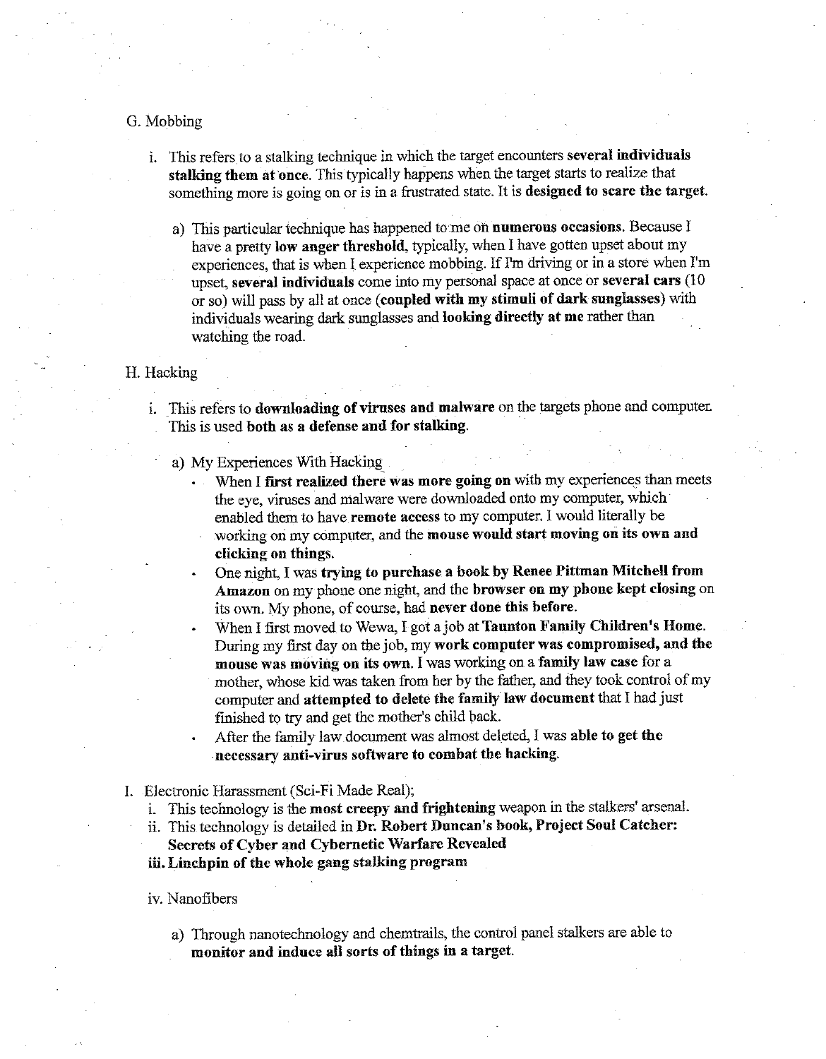G. Mobbing

i. This refers to a stalking technique in which the target encounters **several individuals stalking them at once**. This typically happens when the target starts to realize that something more is going on or is in a frustrated state. It is **designed to scare the target.**

a) This particular technique has happened to me on **numerous occasions**. Because I have a pretty **low anger threshold**, typically, when I have gotten upset about my experiences, that is when I experience mobbing. If I'm driving or in a store when I'm upset, **several individuals** come into my personal space at once or **several cars** (10 or so) will pass by all at once (**coupled with my stimuli of dark sunglasses**) with individuals wearing dark sunglasses and **looking directly at me** rather than watching the road.

H. Hacking

i. This refers to **downloading of viruses and malware** on the targets phone and computer. This is used **both as a defense and for stalking**.

a) My Experiences With Hacking

- When I **first realized there was more going on** with my experiences than meets the eye, viruses and malware were downloaded onto my computer, which enabled them to have **remote access** to my computer. I would literally be working on my computer, and the **mouse would start moving on its own and clicking on things.**
- One night, I was **trying to purchase a book by Renee Pittman Mitchell from Amazon** on my phone one night, and the **browser on my phone kept closing** on its own. My phone, of course, had **never done this before.**
- When I first moved to Wewa, I got a job at **Taunton Family Children's Home.** During my first day on the job, my **work computer was compromised, and the mouse was moving on its own.** I was working on a **family law case** for a mother, whose kid was taken from her by the father, and they took control of my computer and **attempted to delete the family law document** that I had just finished to try and get the mother's child back.
- After the family law document was almost deleted, I was **able to get the necessary anti-virus software to combat the hacking.**

I. Electronic Harassment (Sci-Fi Made Real);

i. This technology is the **most creepy and frightening** weapon in the stalkers' arsenal.

ii. This technology is detailed in **Dr. Robert Duncan's book, Project Soul Catcher: Secrets of Cyber and Cybernetic Warfare Revealed**

**iii. Linchpin of the whole gang stalking program**

iv. Nanofibers

a) Through nanotechnology and chemtrails, the control panel stalkers are able to **monitor and induce all sorts of things in a target.**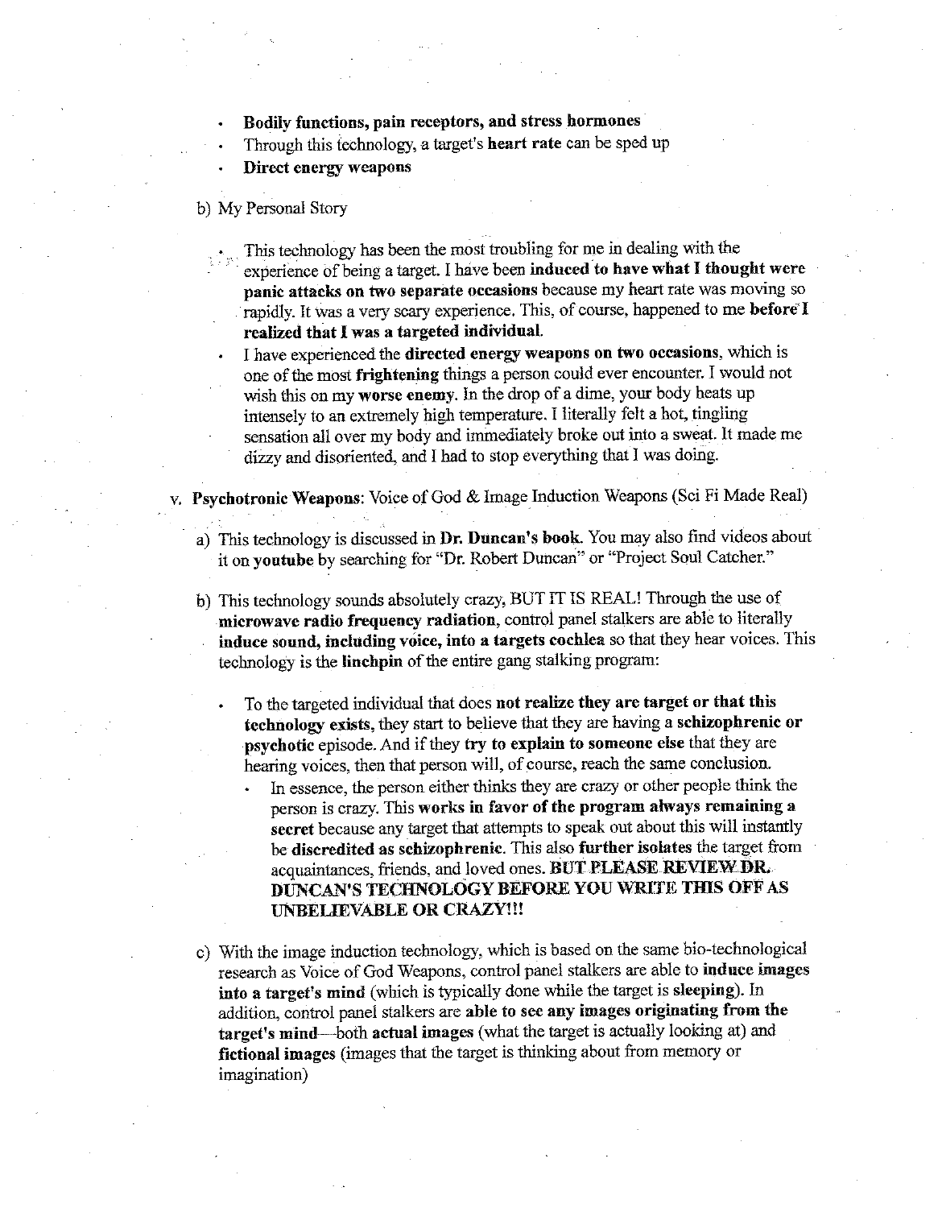- **Bodily functions, pain receptors, and stress hormones**
- Through this technology, a target's **heart rate** can be sped up
- **Direct energy weapons**

b) My Personal Story

- This technology has been the most troubling for me in dealing with the experience of being a target. I have been **induced to have what I thought were panic attacks on two separate occasions** because my heart rate was moving so rapidly. It was a very scary experience. This, of course, happened to me **before I realized that I was a targeted individual**.
- I have experienced the **directed energy weapons on two occasions**, which is one of the most **frightening** things a person could ever encounter. I would not wish this on my **worse enemy**. In the drop of a dime, your body heats up intensely to an extremely high temperature. I literally felt a hot, tingling sensation all over my body and immediately broke out into a sweat. It made me dizzy and disoriented, and I had to stop everything that I was doing.

v. **Psychotronic Weapons**: Voice of God & Image Induction Weapons (Sci Fi Made Real)

a) This technology is discussed in **Dr. Duncan's book**. You may also find videos about it on **youtube** by searching for "Dr. Robert Duncan" or "Project Soul Catcher."

b) This technology sounds absolutely crazy, BUT IT IS REAL! Through the use of **microwave radio frequency radiation**, control panel stalkers are able to literally **induce sound, including voice, into a targets cochlea** so that they hear voices. This technology is the **linchpin** of the entire gang stalking program:

- To the targeted individual that does **not realize they are target or that this technology exists**, they start to believe that they are having a **schizophrenic or psychotic** episode. And if they **try to explain to someone else** that they are hearing voices, then that person will, of course, reach the same conclusion.
  - In essence, the person either thinks they are crazy or other people think the person is crazy. This **works in favor of the program always remaining a secret** because any target that attempts to speak out about this will instantly be **discredited as schizophrenic**. This also **further isolates** the target from acquaintances, friends, and loved ones. **BUT PLEASE REVIEW DR. DUNCAN'S TECHNOLOGY BEFORE YOU WRITE THIS OFF AS UNBELIEVABLE OR CRAZY!!!**

c) With the image induction technology, which is based on the same bio-technological research as Voice of God Weapons, control panel stalkers are able to **induce images into a target's mind** (which is typically done while the target is **sleeping**). In addition, control panel stalkers are **able to see any images originating from the target's mind**—both **actual images** (what the target is actually looking at) and **fictional images** (images that the target is thinking about from memory or imagination)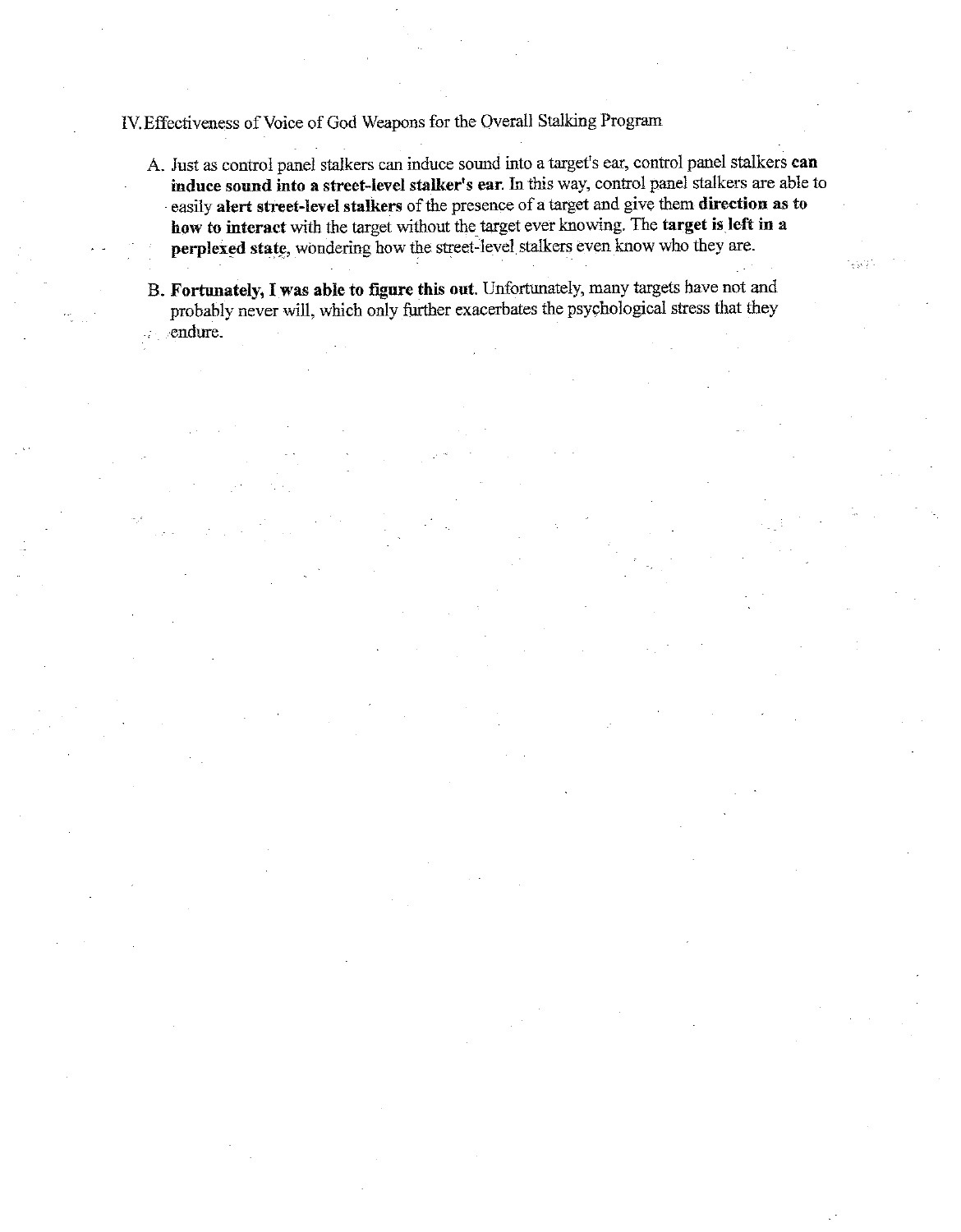## IV. Effectiveness of Voice of God Weapons for the Overall Stalking Program

A. Just as control panel stalkers can induce sound into a target's ear, control panel stalkers **can induce sound into a street-level stalker's ear**. In this way, control panel stalkers are able to easily **alert street-level stalkers** of the presence of a target and give them **direction as to how to interact** with the target without the target ever knowing. The **target is left in a perplexed state**, wondering how the street-level stalkers even know who they are.

B. **Fortunately, I was able to figure this out.** Unfortunately, many targets have not and probably never will, which only further exacerbates the psychological stress that they endure.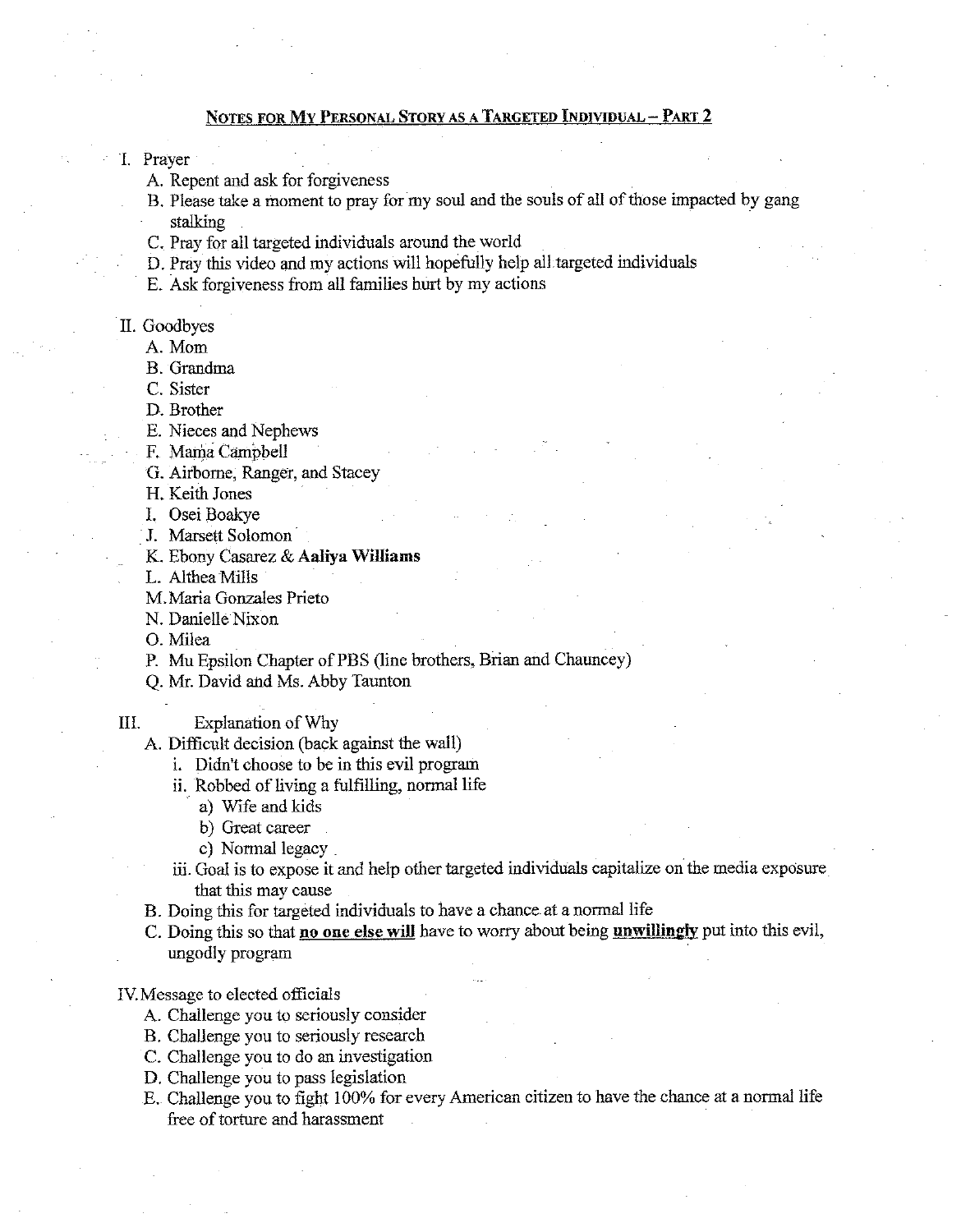## <u>Notes for My Personal Story as a Targeted Individual – Part 2</u>

I. Prayer
   - A. Repent and ask for forgiveness
   - B. Please take a moment to pray for my soul and the souls of all of those impacted by gang stalking
   - C. Pray for all targeted individuals around the world
   - D. Pray this video and my actions will hopefully help all targeted individuals
   - E. Ask forgiveness from all families hurt by my actions

II. Goodbyes
   - A. Mom
   - B. Grandma
   - C. Sister
   - D. Brother
   - E. Nieces and Nephews
   - F. Mama Campbell
   - G. Airborne, Ranger, and Stacey
   - H. Keith Jones
   - I. Osei Boakye
   - J. Marsett Solomon
   - K. Ebony Casarez & **Aaliya Williams**
   - L. Althea Mills
   - M. Maria Gonzales Prieto
   - N. Danielle Nixon
   - O. Milea
   - P. Mu Epsilon Chapter of PBS (line brothers, Brian and Chauncey)
   - Q. Mr. David and Ms. Abby Taunton

III. Explanation of Why
   - A. Difficult decision (back against the wall)
     - i. Didn't choose to be in this evil program
     - ii. Robbed of living a fulfilling, normal life
       - a) Wife and kids
       - b) Great career
       - c) Normal legacy
     - iii. Goal is to expose it and help other targeted individuals capitalize on the media exposure that this may cause
   - B. Doing this for targeted individuals to have a chance at a normal life
   - C. Doing this so that **<u>no one else will</u>** have to worry about being **<u>unwillingly</u>** put into this evil, ungodly program

IV. Message to elected officials
   - A. Challenge you to seriously consider
   - B. Challenge you to seriously research
   - C. Challenge you to do an investigation
   - D. Challenge you to pass legislation
   - E. Challenge you to fight 100% for every American citizen to have the chance at a normal life free of torture and harassment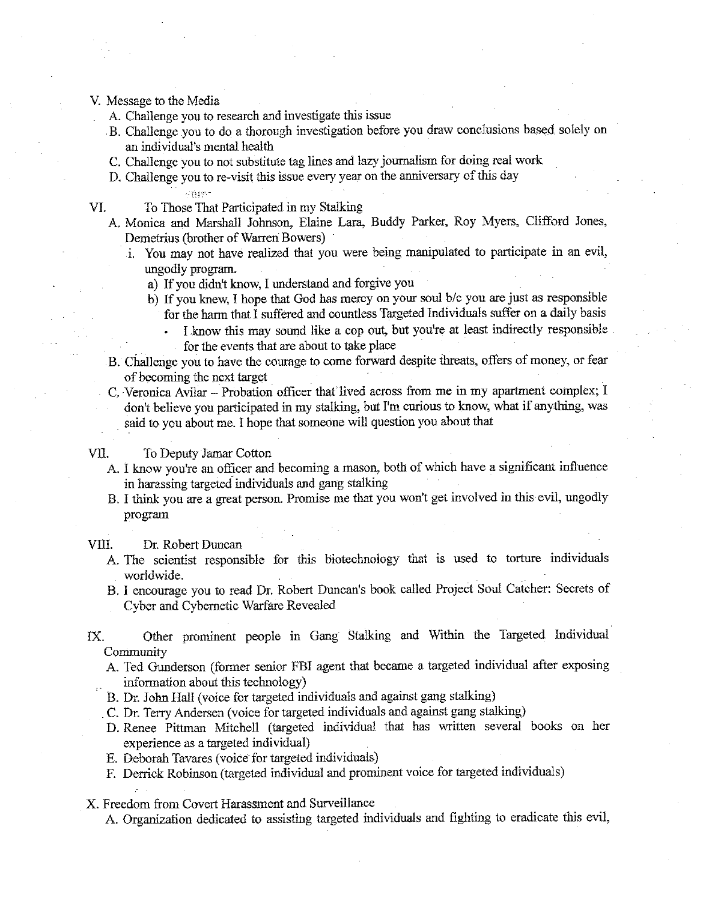V. Message to the Media

   A. Challenge you to research and investigate this issue
   B. Challenge you to do a thorough investigation before you draw conclusions based solely on an individual's mental health
   C. Challenge you to not substitute tag lines and lazy journalism for doing real work
   D. Challenge you to re-visit this issue every year on the anniversary of this day

VI. To Those That Participated in my Stalking

   A. Monica and Marshall Johnson, Elaine Lara, Buddy Parker, Roy Myers, Clifford Jones, Demetrius (brother of Warren Bowers)
      i. You may not have realized that you were being manipulated to participate in an evil, ungodly program.
         a) If you didn't know, I understand and forgive you
         b) If you knew, I hope that God has mercy on your soul b/c you are just as responsible for the harm that I suffered and countless Targeted Individuals suffer on a daily basis
            - I know this may sound like a cop out, but you're at least indirectly responsible for the events that are about to take place
   B. Challenge you to have the courage to come forward despite threats, offers of money, or fear of becoming the next target
   C. Veronica Avilar – Probation officer that lived across from me in my apartment complex; I don't believe you participated in my stalking, but I'm curious to know, what if anything, was said to you about me. I hope that someone will question you about that

VII. To Deputy Jamar Cotton

   A. I know you're an officer and becoming a mason, both of which have a significant influence in harassing targeted individuals and gang stalking
   B. I think you are a great person. Promise me that you won't get involved in this evil, ungodly program

VIII. Dr. Robert Duncan

   A. The scientist responsible for this biotechnology that is used to torture individuals worldwide.
   B. I encourage you to read Dr. Robert Duncan's book called Project Soul Catcher: Secrets of Cyber and Cybernetic Warfare Revealed

IX. Other prominent people in Gang Stalking and Within the Targeted Individual Community

   A. Ted Gunderson (former senior FBI agent that became a targeted individual after exposing information about this technology)
   B. Dr. John Hall (voice for targeted individuals and against gang stalking)
   C. Dr. Terry Andersen (voice for targeted individuals and against gang stalking)
   D. Renee Pittman Mitchell (targeted individual that has written several books on her experience as a targeted individual)
   E. Deborah Tavares (voice for targeted individuals)
   F. Derrick Robinson (targeted individual and prominent voice for targeted individuals)

X. Freedom from Covert Harassment and Surveillance

   A. Organization dedicated to assisting targeted individuals and fighting to eradicate this evil,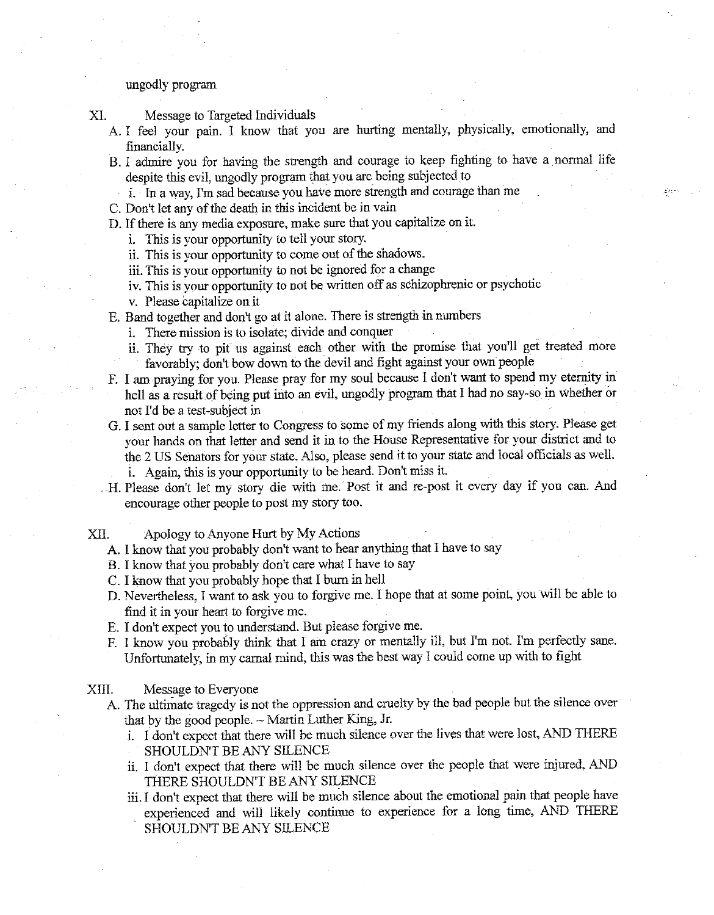ungodly program

XI. Message to Targeted Individuals

A. I feel your pain. I know that you are hurting mentally, physically, emotionally, and financially.

B. I admire you for having the strength and courage to keep fighting to have a normal life despite this evil, ungodly program that you are being subjected to

  i. In a way, I'm sad because you have more strength and courage than me

C. Don't let any of the death in this incident be in vain

D. If there is any media exposure, make sure that you capitalize on it.

  i. This is your opportunity to tell your story.

  ii. This is your opportunity to come out of the shadows.

  iii. This is your opportunity to not be ignored for a change

  iv. This is your opportunity to not be written off as schizophrenic or psychotic

  v. Please capitalize on it

E. Band together and don't go at it alone. There is strength in numbers

  i. There mission is to isolate; divide and conquer

  ii. They try to pit us against each other with the promise that you'll get treated more favorably; don't bow down to the devil and fight against your own people

F. I am praying for you. Please pray for my soul because I don't want to spend my eternity in hell as a result of being put into an evil, ungodly program that I had no say-so in whether or not I'd be a test-subject in

G. I sent out a sample letter to Congress to some of my friends along with this story. Please get your hands on that letter and send it in to the House Representative for your district and to the 2 US Senators for your state. Also, please send it to your state and local officials as well.

  i. Again, this is your opportunity to be heard. Don't miss it.

H. Please don't let my story die with me. Post it and re-post it every day if you can. And encourage other people to post my story too.

XII. Apology to Anyone Hurt by My Actions

A. I know that you probably don't want to hear anything that I have to say

B. I know that you probably don't care what I have to say

C. I know that you probably hope that I burn in hell

D. Nevertheless, I want to ask you to forgive me. I hope that at some point, you will be able to find it in your heart to forgive me.

E. I don't expect you to understand. But please forgive me.

F. I know you probably think that I am crazy or mentally ill, but I'm not. I'm perfectly sane. Unfortunately, in my carnal mind, this was the best way I could come up with to fight

XIII. Message to Everyone

A. The ultimate tragedy is not the oppression and cruelty by the bad people but the silence over that by the good people. ~ Martin Luther King, Jr.

  i. I don't expect that there will be much silence over the lives that were lost, AND THERE SHOULDN'T BE ANY SILENCE

  ii. I don't expect that there will be much silence over the people that were injured, AND THERE SHOULDN'T BE ANY SILENCE

  iii. I don't expect that there will be much silence about the emotional pain that people have experienced and will likely continue to experience for a long time, AND THERE SHOULDN'T BE ANY SILENCE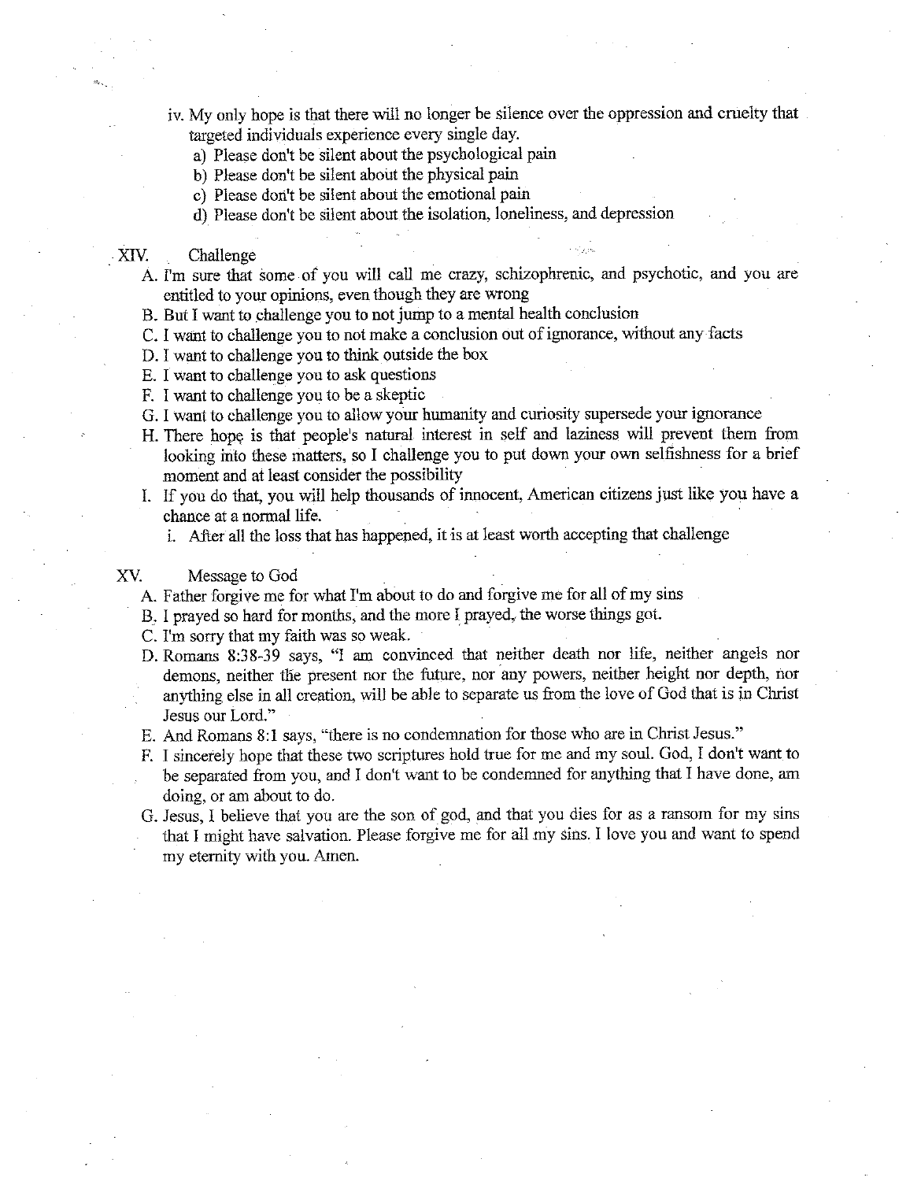iv. My only hope is that there will no longer be silence over the oppression and cruelty that targeted individuals experience every single day.
   a) Please don't be silent about the psychological pain
   b) Please don't be silent about the physical pain
   c) Please don't be silent about the emotional pain
   d) Please don't be silent about the isolation, loneliness, and depression

XIV. Challenge

A. I'm sure that some of you will call me crazy, schizophrenic, and psychotic, and you are entitled to your opinions, even though they are wrong
B. But I want to challenge you to not jump to a mental health conclusion
C. I want to challenge you to not make a conclusion out of ignorance, without any facts
D. I want to challenge you to think outside the box
E. I want to challenge you to ask questions
F. I want to challenge you to be a skeptic
G. I want to challenge you to allow your humanity and curiosity supersede your ignorance
H. There hope is that people's natural interest in self and laziness will prevent them from looking into these matters, so I challenge you to put down your own selfishness for a brief moment and at least consider the possibility
I. If you do that, you will help thousands of innocent, American citizens just like you have a chance at a normal life.
   i. After all the loss that has happened, it is at least worth accepting that challenge

XV. Message to God

A. Father forgive me for what I'm about to do and forgive me for all of my sins
B. I prayed so hard for months, and the more I prayed, the worse things got.
C. I'm sorry that my faith was so weak.
D. Romans 8:38-39 says, "I am convinced that neither death nor life, neither angels nor demons, neither the present nor the future, nor any powers, neither height nor depth, nor anything else in all creation, will be able to separate us from the love of God that is in Christ Jesus our Lord."
E. And Romans 8:1 says, "there is no condemnation for those who are in Christ Jesus."
F. I sincerely hope that these two scriptures hold true for me and my soul. God, I don't want to be separated from you, and I don't want to be condemned for anything that I have done, am doing, or am about to do.
G. Jesus, I believe that you are the son of god, and that you dies for as a ransom for my sins that I might have salvation. Please forgive me for all my sins. I love you and want to spend my eternity with you. Amen.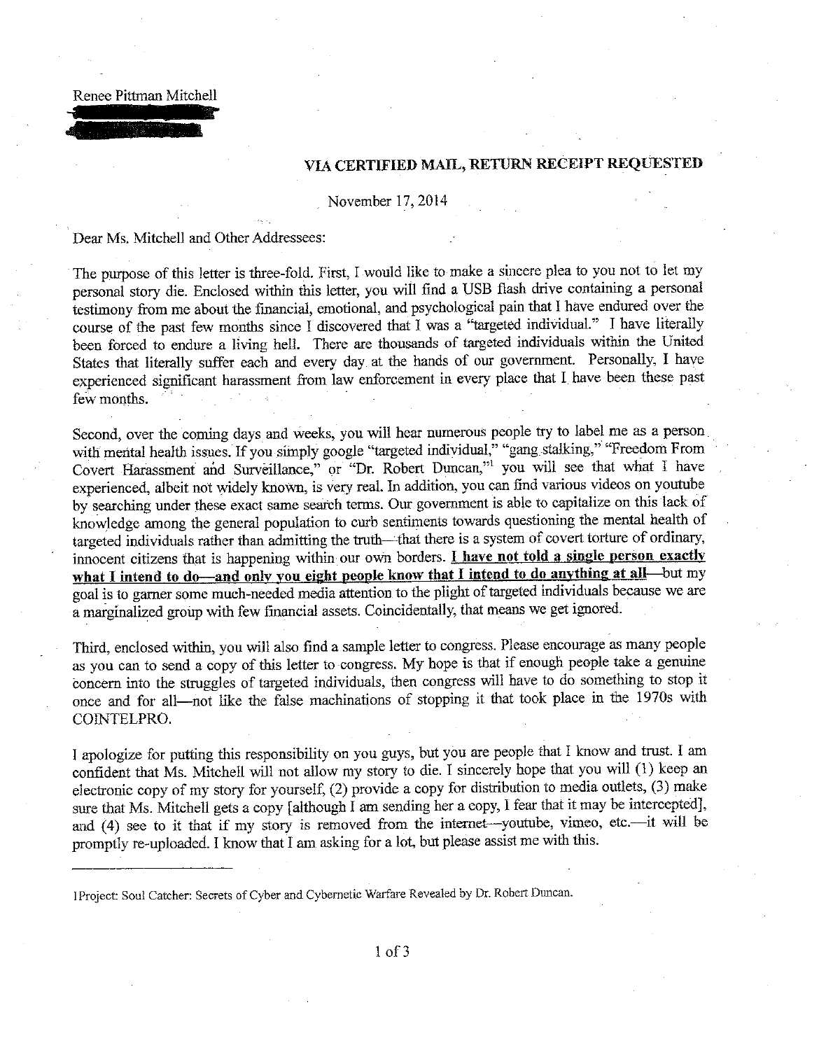Renee Pittman Mitchell

**VIA CERTIFIED MAIL, RETURN RECEIPT REQUESTED**

November 17, 2014

Dear Ms. Mitchell and Other Addressees:

The purpose of this letter is three-fold. First, I would like to make a sincere plea to you not to let my personal story die. Enclosed within this letter, you will find a USB flash drive containing a personal testimony from me about the financial, emotional, and psychological pain that I have endured over the course of the past few months since I discovered that I was a "targeted individual." I have literally been forced to endure a living hell. There are thousands of targeted individuals within the United States that literally suffer each and every day at the hands of our government. Personally, I have experienced significant harassment from law enforcement in every place that I have been these past few months.

Second, over the coming days and weeks, you will hear numerous people try to label me as a person with mental health issues. If you simply google "targeted individual," "gang stalking," "Freedom From Covert Harassment and Surveillance," or "Dr. Robert Duncan,"[1] you will see that what I have experienced, albeit not widely known, is very real. In addition, you can find various videos on youtube by searching under these exact same search terms. Our government is able to capitalize on this lack of knowledge among the general population to curb sentiments towards questioning the mental health of targeted individuals rather than admitting the truth—that there is a system of covert torture of ordinary, innocent citizens that is happening within our own borders. **<u>I have not told a single person exactly what I intend to do—and only you eight people know that I intend to do anything at all</u>**—but my goal is to garner some much-needed media attention to the plight of targeted individuals because we are a marginalized group with few financial assets. Coincidentally, that means we get ignored.

Third, enclosed within, you will also find a sample letter to congress. Please encourage as many people as you can to send a copy of this letter to congress. My hope is that if enough people take a genuine concern into the struggles of targeted individuals, then congress will have to do something to stop it once and for all—not like the false machinations of stopping it that took place in the 1970s with COINTELPRO.

I apologize for putting this responsibility on you guys, but you are people that I know and trust. I am confident that Ms. Mitchell will not allow my story to die. I sincerely hope that you will (1) keep an electronic copy of my story for yourself, (2) provide a copy for distribution to media outlets, (3) make sure that Ms. Mitchell gets a copy [although I am sending her a copy, I fear that it may be intercepted], and (4) see to it that if my story is removed from the internet—youtube, vimeo, etc.—it will be promptly re-uploaded. I know that I am asking for a lot, but please assist me with this.

---

[1] Project: Soul Catcher: Secrets of Cyber and Cybernetic Warfare Revealed by Dr. Robert Duncan.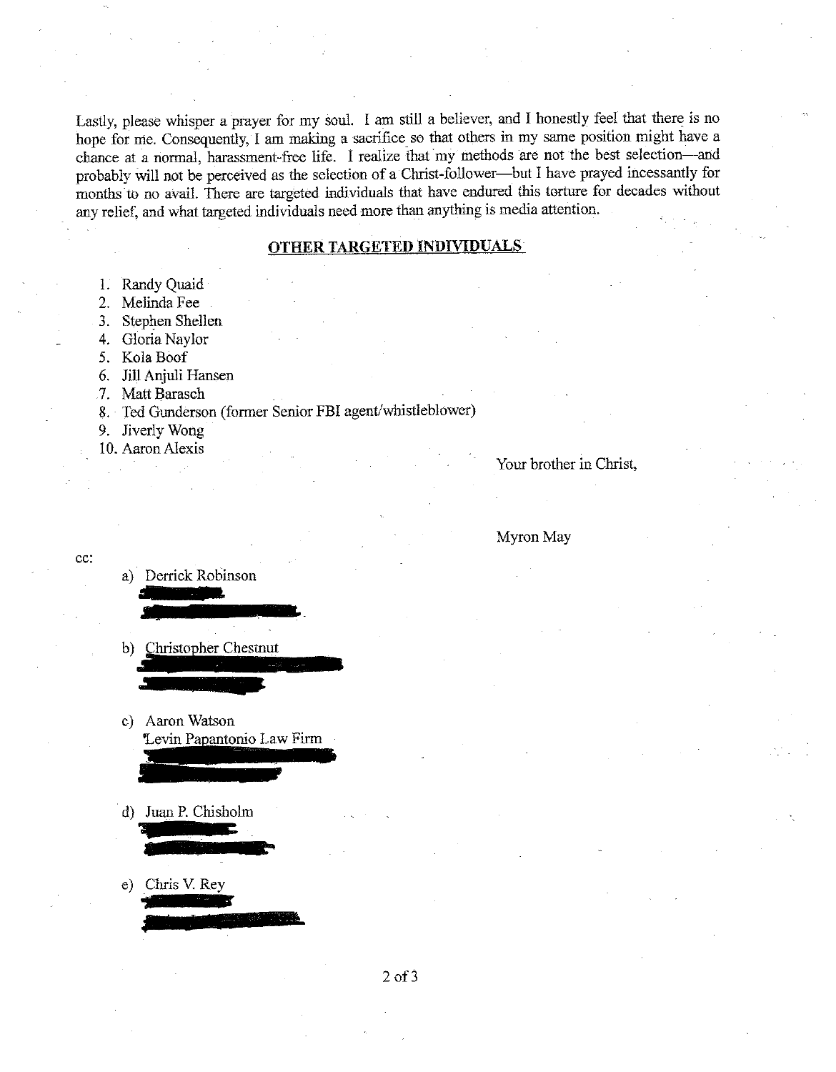Lastly, please whisper a prayer for my soul. I am still a believer, and I honestly feel that there is no hope for me. Consequently, I am making a sacrifice so that others in my same position might have a chance at a normal, harassment-free life. I realize that my methods are not the best selection—and probably will not be perceived as the selection of a Christ-follower—but I have prayed incessantly for months to no avail. There are targeted individuals that have endured this torture for decades without any relief, and what targeted individuals need more than anything is media attention.

## OTHER TARGETED INDIVIDUALS

1. Randy Quaid
2. Melinda Fee
3. Stephen Shellen
4. Gloria Naylor
5. Kola Boof
6. Jill Anjuli Hansen
7. Matt Barasch
8. Ted Gunderson (former Senior FBI agent/whistleblower)
9. Jiverly Wong
10. Aaron Alexis

Your brother in Christ,

Myron May

cc:

a) Derrick Robinson

b) Christopher Chestnut

c) Aaron Watson
   Levin Papantonio Law Firm

d) Juan P. Chisholm

e) Chris V. Rey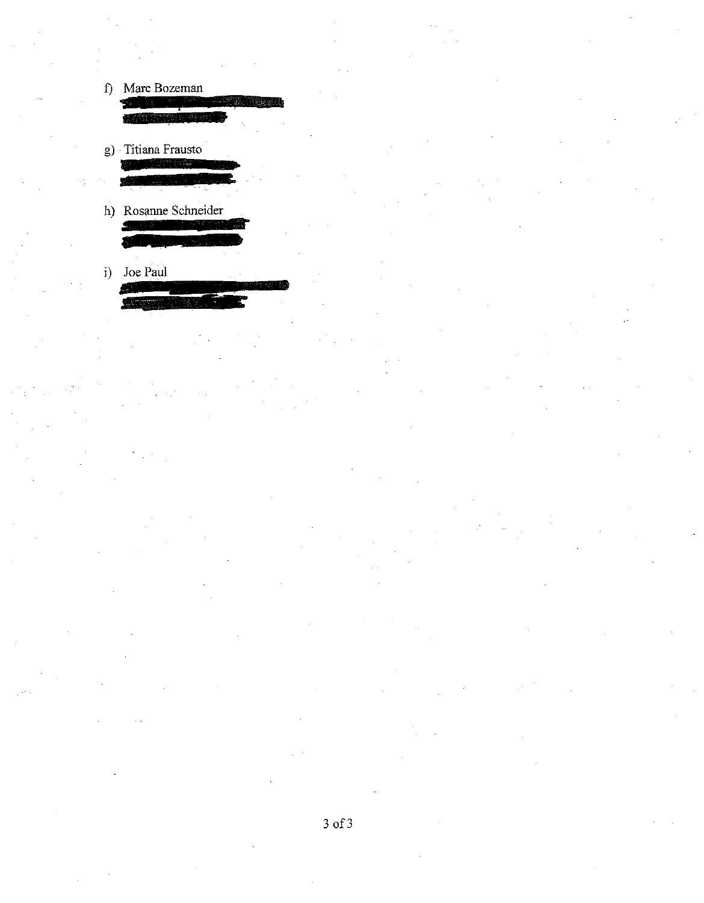f) Marc Bozeman

g) Titiana Frausto

h) Rosanne Schneider

i) Joe Paul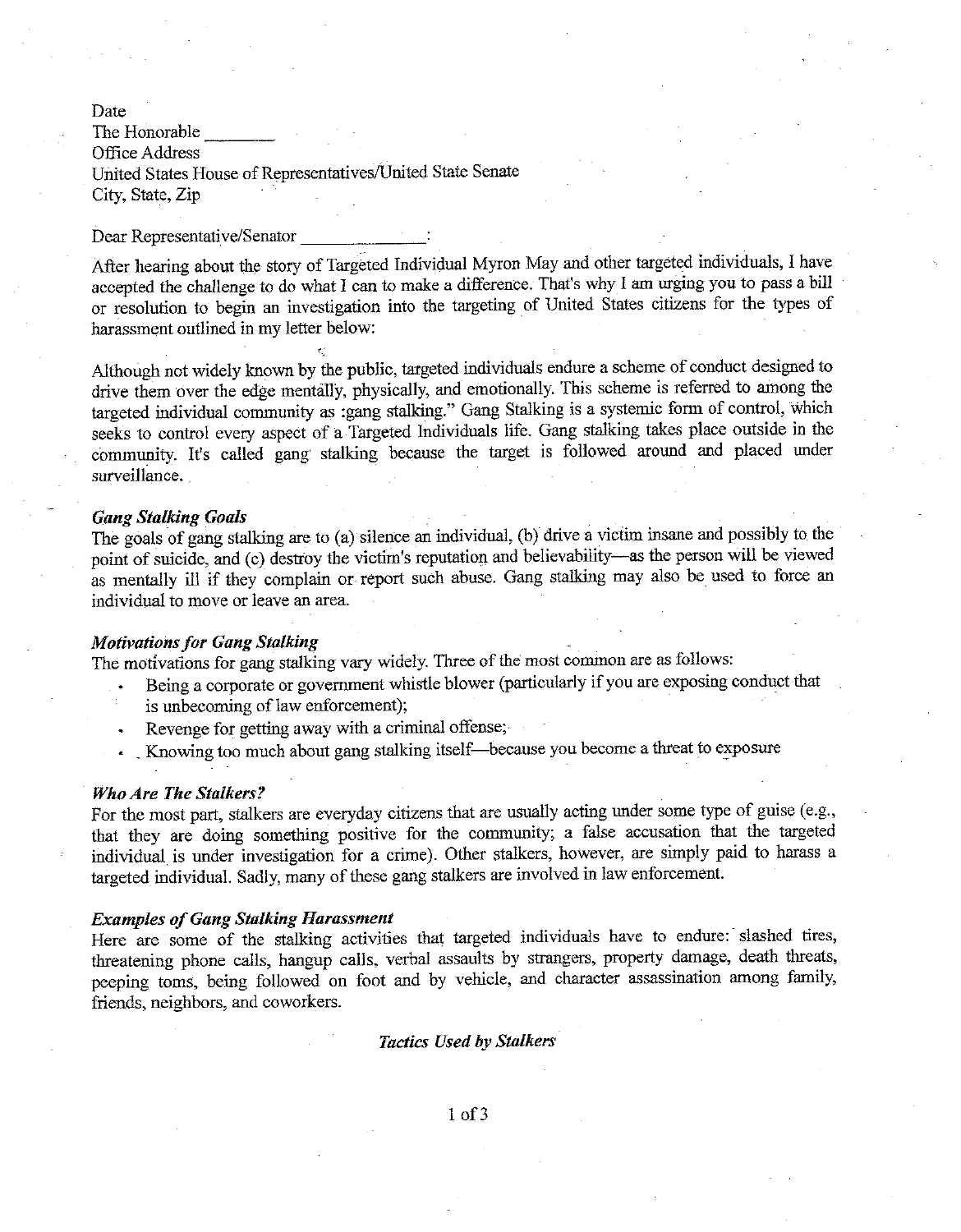Date
The Honorable _______
Office Address
United States House of Representatives/United State Senate
City, State, Zip

Dear Representative/Senator _____________:

After hearing about the story of Targeted Individual Myron May and other targeted individuals, I have accepted the challenge to do what I can to make a difference. That's why I am urging you to pass a bill or resolution to begin an investigation into the targeting of United States citizens for the types of harassment outlined in my letter below:

Although not widely known by the public, targeted individuals endure a scheme of conduct designed to drive them over the edge mentally, physically, and emotionally. This scheme is referred to among the targeted individual community as :gang stalking." Gang Stalking is a systemic form of control, which seeks to control every aspect of a Targeted Individuals life. Gang stalking takes place outside in the community. It's called gang stalking because the target is followed around and placed under surveillance.

### *Gang Stalking Goals*

The goals of gang stalking are to (a) silence an individual, (b) drive a victim insane and possibly to the point of suicide, and (c) destroy the victim's reputation and believability—as the person will be viewed as mentally ill if they complain or report such abuse. Gang stalking may also be used to force an individual to move or leave an area.

### *Motivations for Gang Stalking*

The motivations for gang stalking vary widely. Three of the most common are as follows:

- Being a corporate or government whistle blower (particularly if you are exposing conduct that is unbecoming of law enforcement);
- Revenge for getting away with a criminal offense;
- Knowing too much about gang stalking itself—because you become a threat to exposure

### *Who Are The Stalkers?*

For the most part, stalkers are everyday citizens that are usually acting under some type of guise (e.g., that they are doing something positive for the community; a false accusation that the targeted individual is under investigation for a crime). Other stalkers, however, are simply paid to harass a targeted individual. Sadly, many of these gang stalkers are involved in law enforcement.

### *Examples of Gang Stalking Harassment*

Here are some of the stalking activities that targeted individuals have to endure: slashed tires, threatening phone calls, hangup calls, verbal assaults by strangers, property damage, death threats, peeping toms, being followed on foot and by vehicle, and character assassination among family, friends, neighbors, and coworkers.

### *Tactics Used by Stalkers*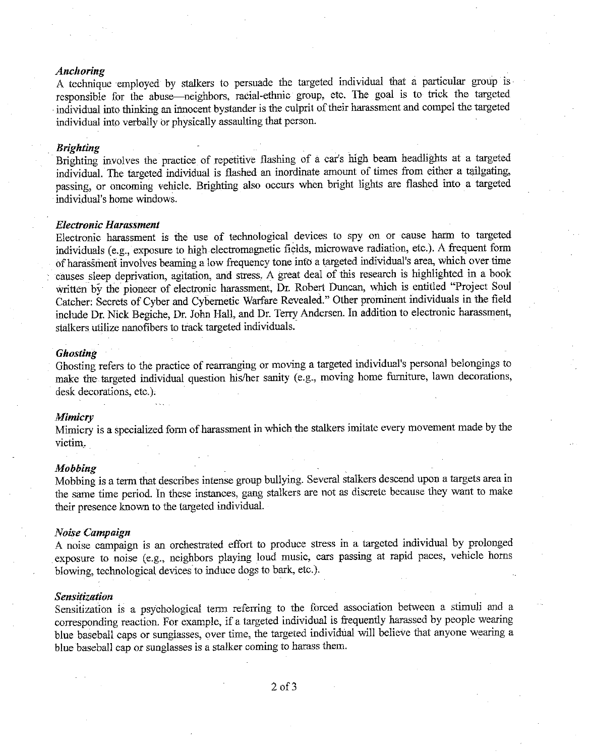***Anchoring***

A technique employed by stalkers to persuade the targeted individual that a particular group is responsible for the abuse—neighbors, racial-ethnic group, etc. The goal is to trick the targeted individual into thinking an innocent bystander is the culprit of their harassment and compel the targeted individual into verbally or physically assaulting that person.

***Brighting***

Brighting involves the practice of repetitive flashing of a car's high beam headlights at a targeted individual. The targeted individual is flashed an inordinate amount of times from either a tailgating, passing, or oncoming vehicle. Brighting also occurs when bright lights are flashed into a targeted individual's home windows.

***Electronic Harassment***

Electronic harassment is the use of technological devices to spy on or cause harm to targeted individuals (e.g., exposure to high electromagnetic fields, microwave radiation, etc.). A frequent form of harassment involves beaming a low frequency tone into a targeted individual's area, which over time causes sleep deprivation, agitation, and stress. A great deal of this research is highlighted in a book written by the pioneer of electronic harassment, Dr. Robert Duncan, which is entitled "Project Soul Catcher: Secrets of Cyber and Cybernetic Warfare Revealed." Other prominent individuals in the field include Dr. Nick Begiche, Dr. John Hall, and Dr. Terry Andersen. In addition to electronic harassment, stalkers utilize nanofibers to track targeted individuals.

***Ghosting***

Ghosting refers to the practice of rearranging or moving a targeted individual's personal belongings to make the targeted individual question his/her sanity (e.g., moving home furniture, lawn decorations, desk decorations, etc.).

***Mimicry***

Mimicry is a specialized form of harassment in which the stalkers imitate every movement made by the victim.

***Mobbing***

Mobbing is a term that describes intense group bullying. Several stalkers descend upon a targets area in the same time period. In these instances, gang stalkers are not as discrete because they want to make their presence known to the targeted individual.

***Noise Campaign***

A noise campaign is an orchestrated effort to produce stress in a targeted individual by prolonged exposure to noise (e.g., neighbors playing loud music, cars passing at rapid paces, vehicle horns blowing, technological devices to induce dogs to bark, etc.).

***Sensitization***

Sensitization is a psychological term referring to the forced association between a stimuli and a corresponding reaction. For example, if a targeted individual is frequently harassed by people wearing blue baseball caps or sunglasses, over time, the targeted individual will believe that anyone wearing a blue baseball cap or sunglasses is a stalker coming to harass them.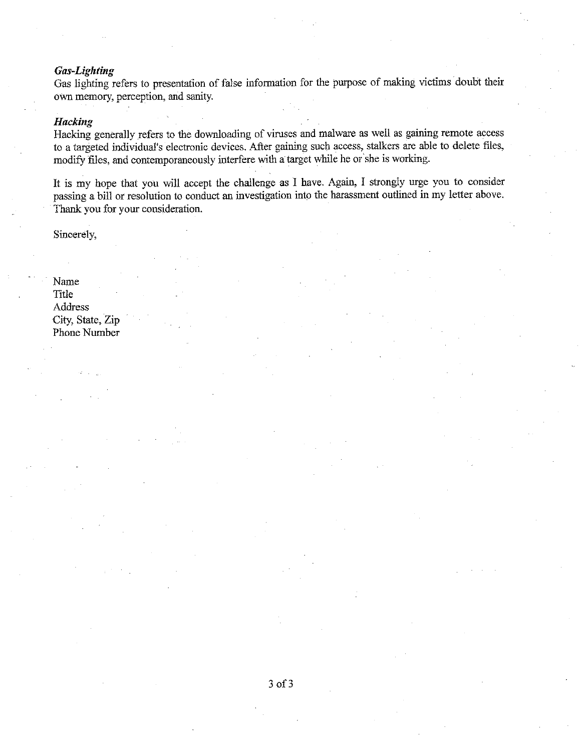***Gas-Lighting***
Gas lighting refers to presentation of false information for the purpose of making victims doubt their own memory, perception, and sanity.

***Hacking***
Hacking generally refers to the downloading of viruses and malware as well as gaining remote access to a targeted individual's electronic devices. After gaining such access, stalkers are able to delete files, modify files, and contemporaneously interfere with a target while he or she is working.

It is my hope that you will accept the challenge as I have. Again, I strongly urge you to consider passing a bill or resolution to conduct an investigation into the harassment outlined in my letter above. Thank you for your consideration.

Sincerely,

Name
Title
Address
City, State, Zip
Phone Number